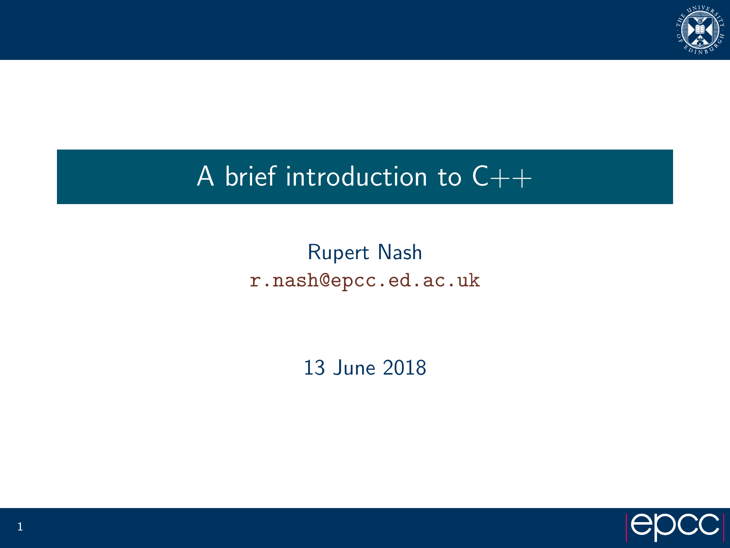# A brief introduction to C++

Rupert Nash

r.nash@epcc.ed.ac.uk

13 June 2018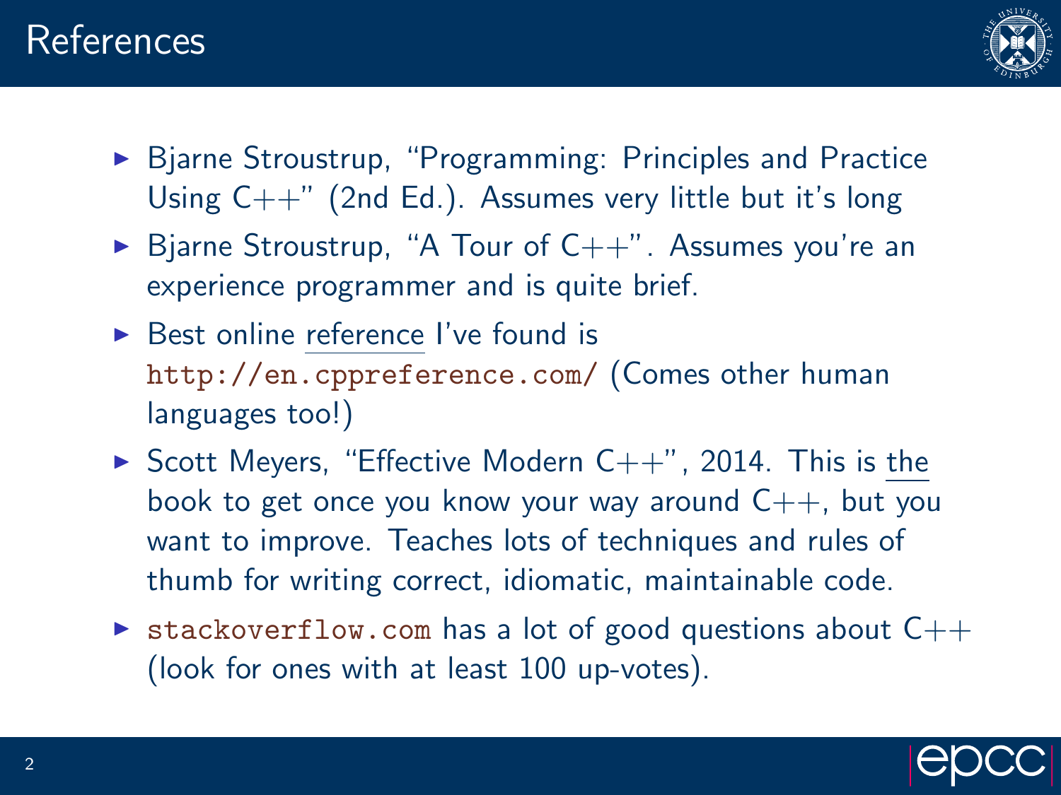# References

- Bjarne Stroustrup, "Programming: Principles and Practice Using C++" (2nd Ed.). Assumes very little but it's long
- Bjarne Stroustrup, "A Tour of C++". Assumes you're an experience programmer and is quite brief.
- Best online reference I've found is `http://en.cppreference.com/` (Comes other human languages too!)
- Scott Meyers, "Effective Modern C++", 2014. This is the book to get once you know your way around C++, but you want to improve. Teaches lots of techniques and rules of thumb for writing correct, idiomatic, maintainable code.
- `stackoverflow.com` has a lot of good questions about C++ (look for ones with at least 100 up-votes).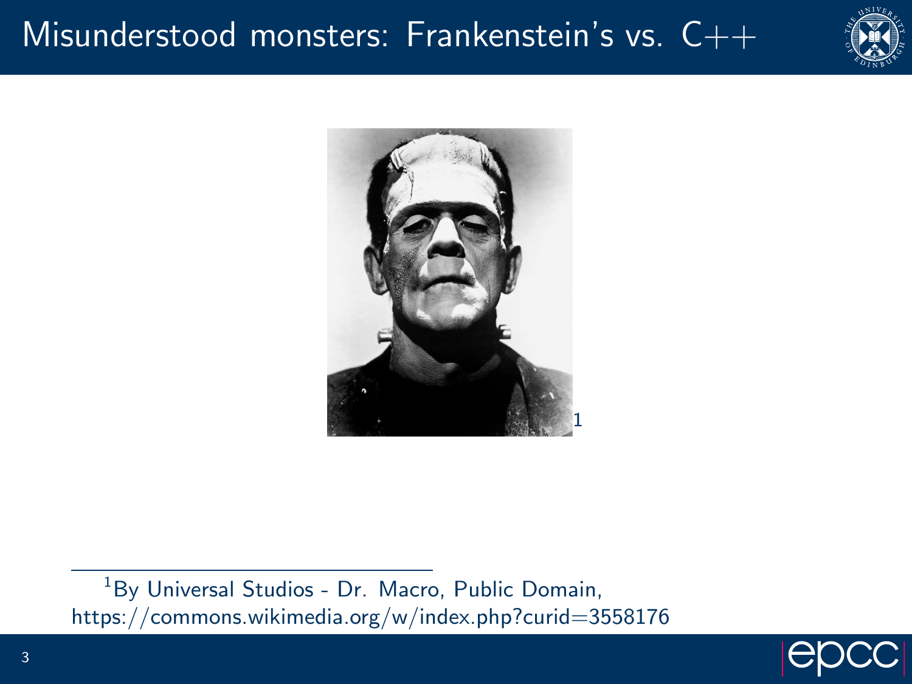# Misunderstood monsters: Frankenstein's vs. C++

[1]

[1] By Universal Studios - Dr. Macro, Public Domain, https://commons.wikimedia.org/w/index.php?curid=3558176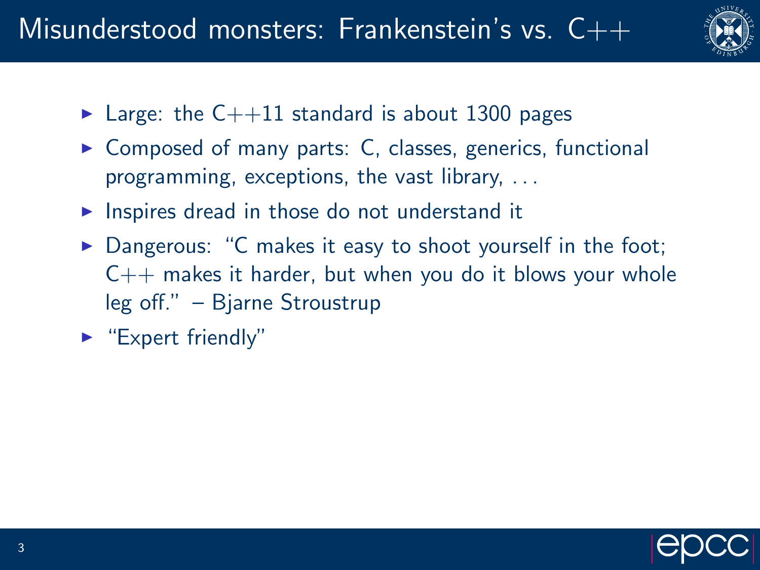# Misunderstood monsters: Frankenstein's vs. C++

- Large: the C++11 standard is about 1300 pages
- Composed of many parts: C, classes, generics, functional programming, exceptions, the vast library, . . .
- Inspires dread in those do not understand it
- Dangerous: "C makes it easy to shoot yourself in the foot; C++ makes it harder, but when you do it blows your whole leg off." – Bjarne Stroustrup
- "Expert friendly"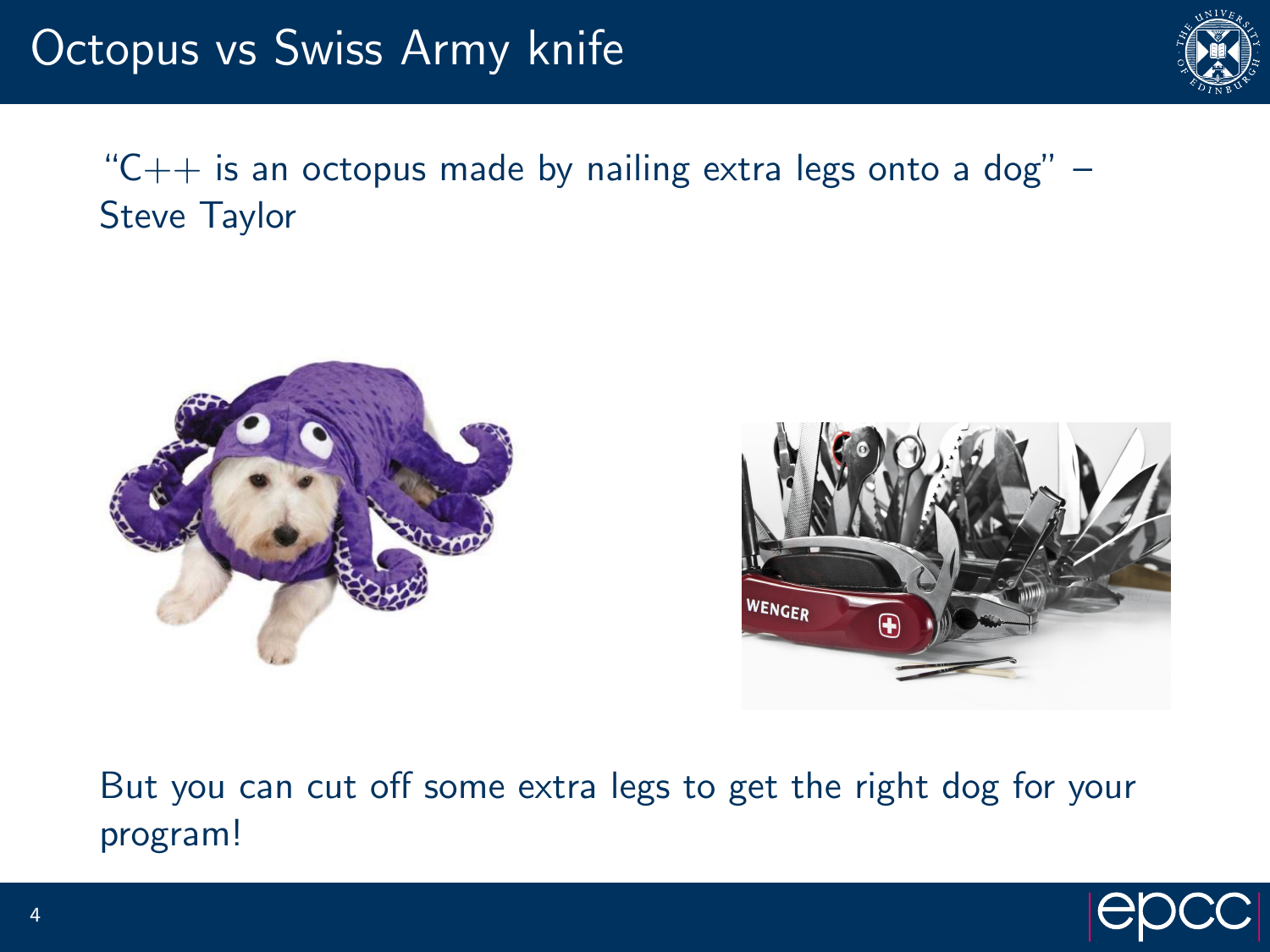# Octopus vs Swiss Army knife

"C++ is an octopus made by nailing extra legs onto a dog" – Steve Taylor

But you can cut off some extra legs to get the right dog for your program!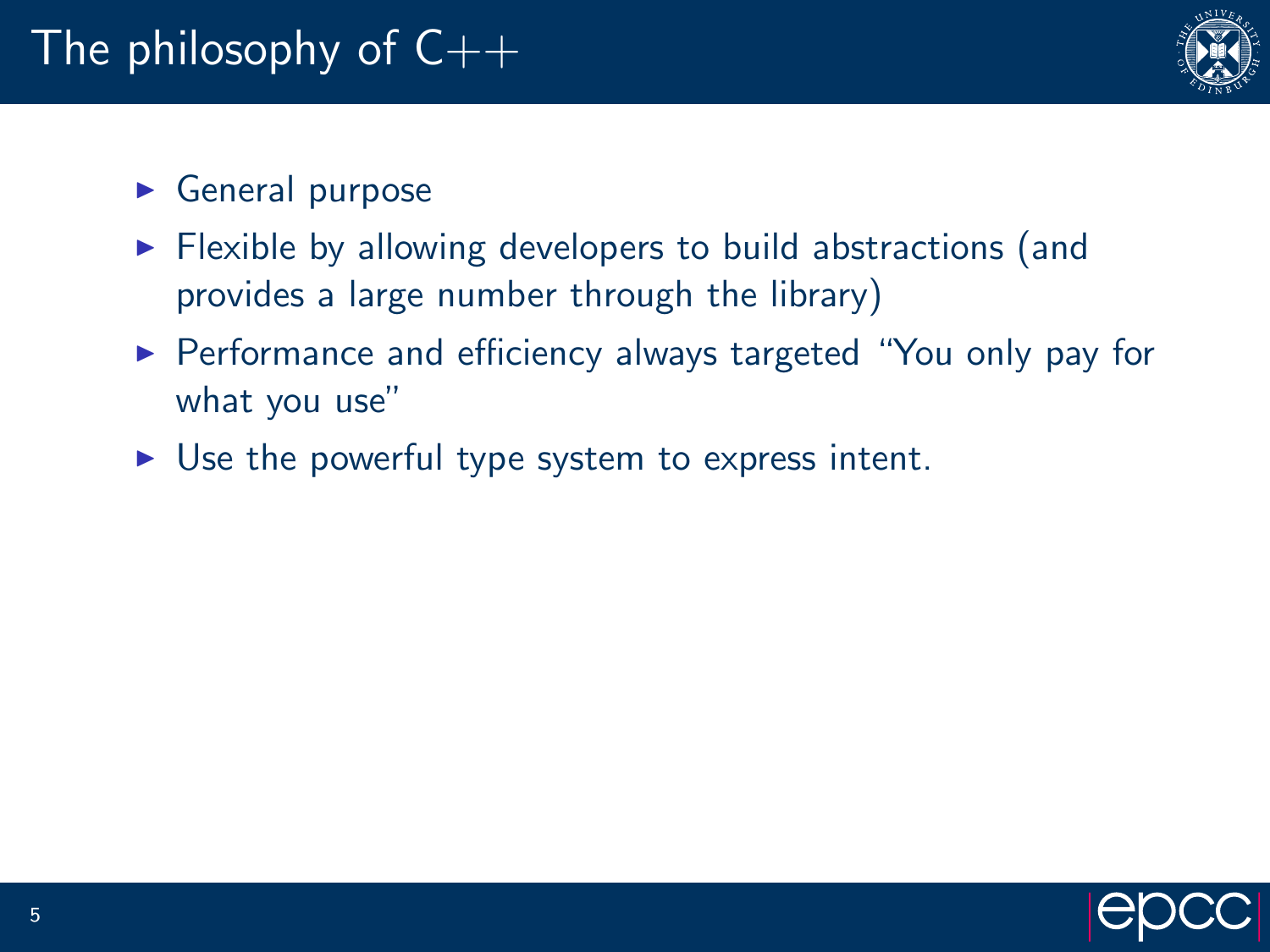# The philosophy of C++

- General purpose
- Flexible by allowing developers to build abstractions (and provides a large number through the library)
- Performance and efficiency always targeted "You only pay for what you use"
- Use the powerful type system to express intent.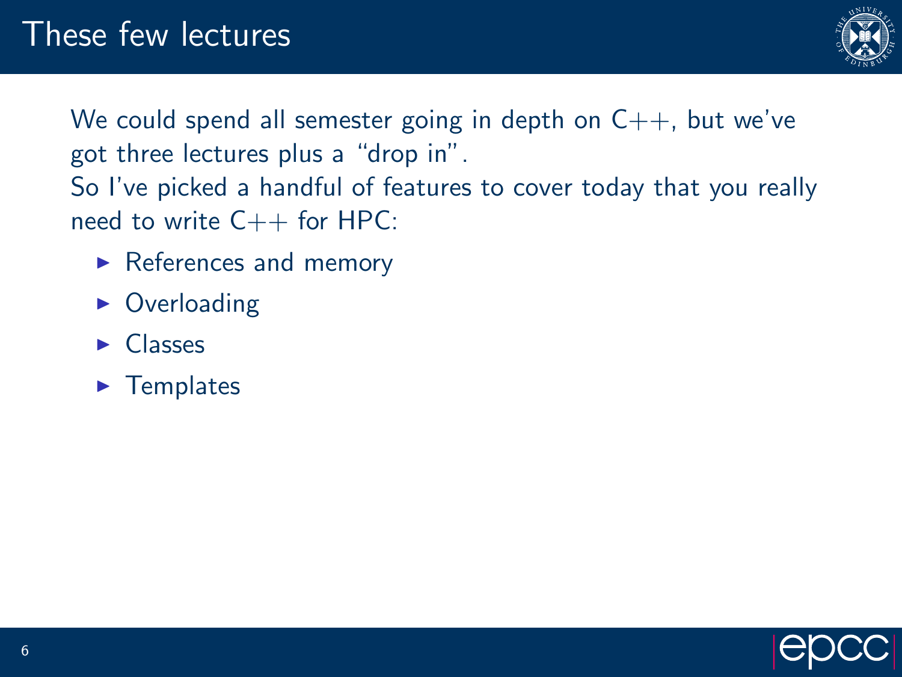# These few lectures

We could spend all semester going in depth on C++, but we've got three lectures plus a "drop in".

So I've picked a handful of features to cover today that you really need to write C++ for HPC:

- References and memory
- Overloading
- Classes
- Templates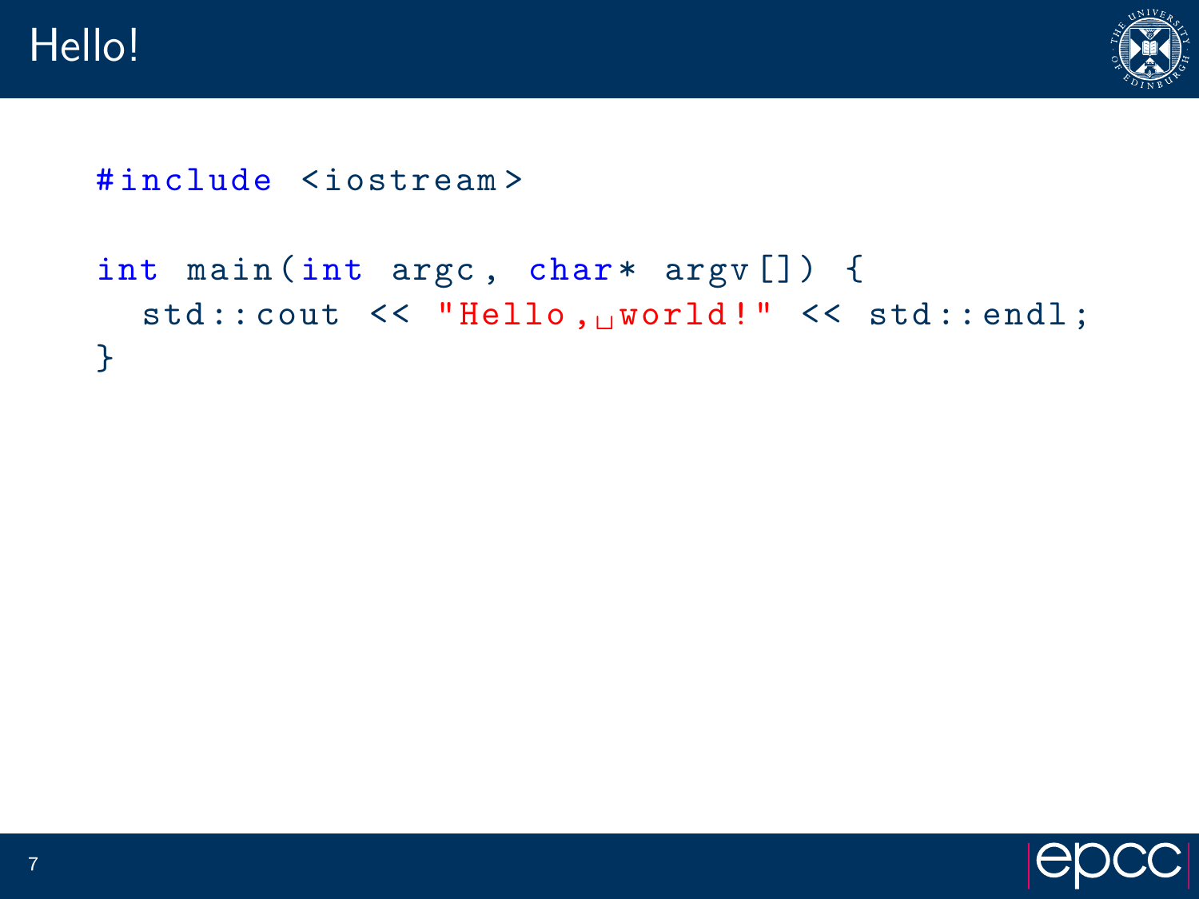# Hello!

```cpp
#include <iostream>

int main(int argc, char* argv[]) {
  std::cout << "Hello, world!" << std::endl;
}
```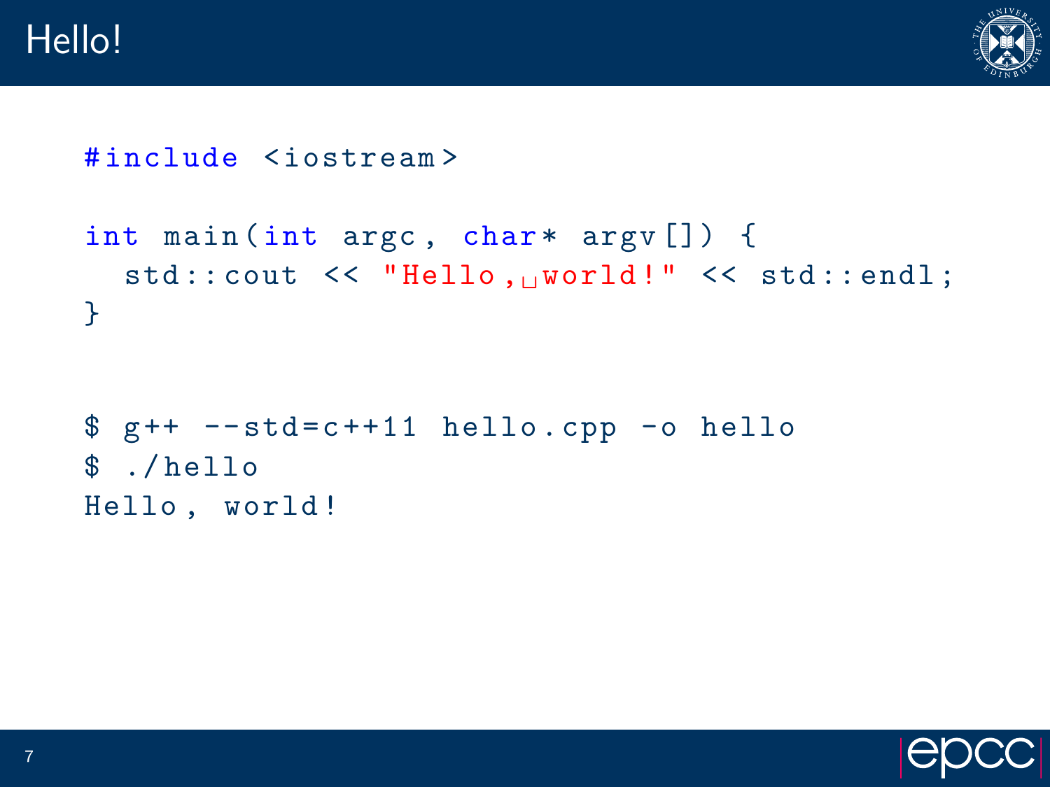# Hello!

```cpp
#include <iostream>

int main(int argc, char* argv[]) {
  std::cout << "Hello, world!" << std::endl;
}
```

```
$ g++ --std=c++11 hello.cpp -o hello
$ ./hello
Hello, world!
```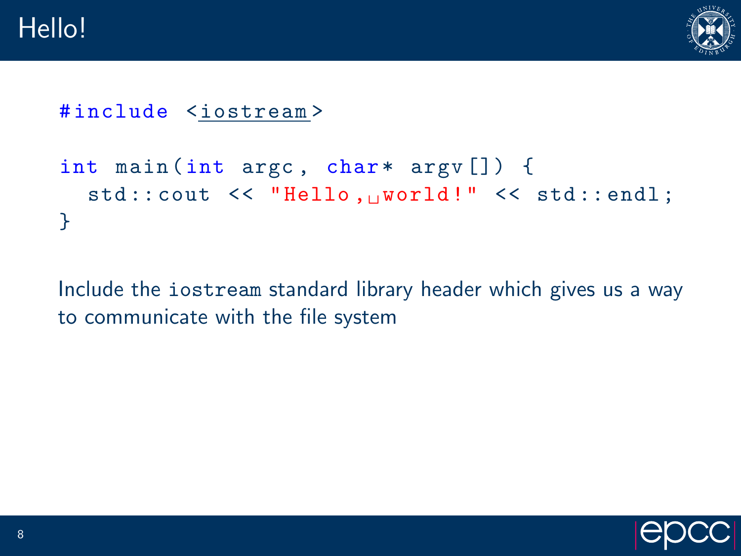# Hello!

```cpp
#include <iostream>

int main(int argc, char* argv[]) {
  std::cout << "Hello, world!" << std::endl;
}
```

Include the `iostream` standard library header which gives us a way to communicate with the file system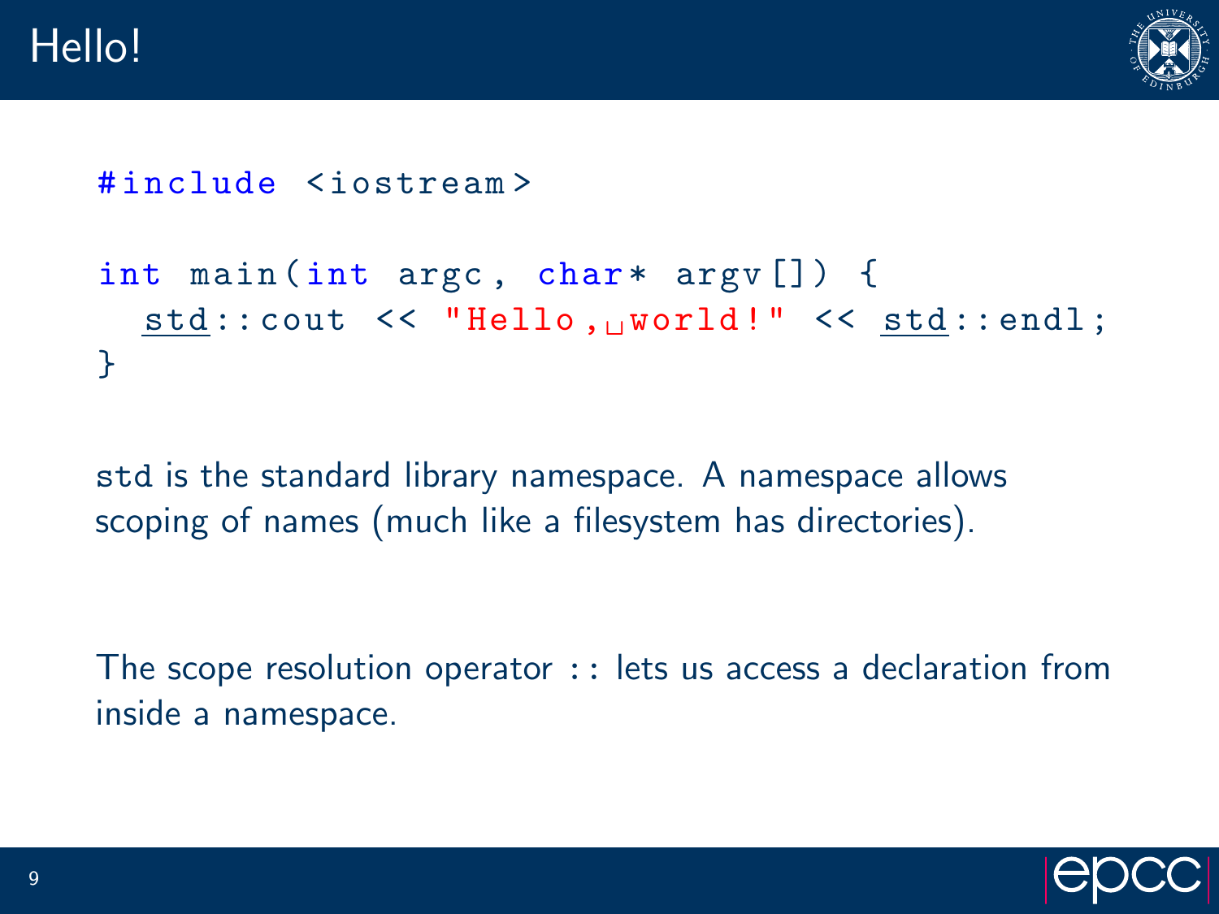# Hello!

```
#include <iostream>

int main(int argc, char* argv[]) {
  std::cout << "Hello, world!" << std::endl;
}
```

`std` is the standard library namespace. A namespace allows scoping of names (much like a filesystem has directories).

The scope resolution operator `::` lets us access a declaration from inside a namespace.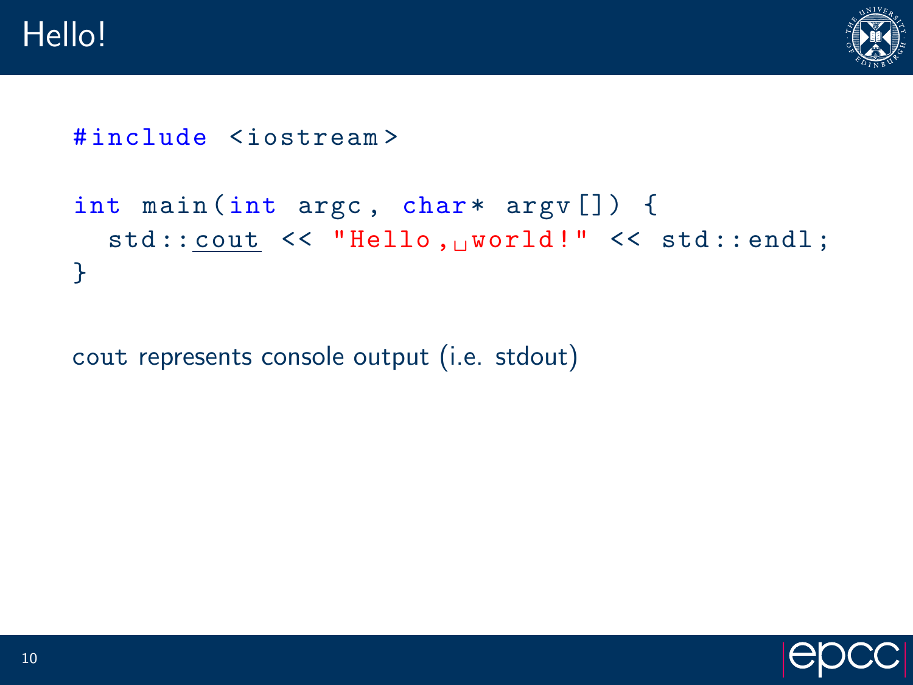# Hello!

```
#include <iostream>

int main(int argc, char* argv[]) {
  std::cout << "Hello, world!" << std::endl;
}
```

cout represents console output (i.e. stdout)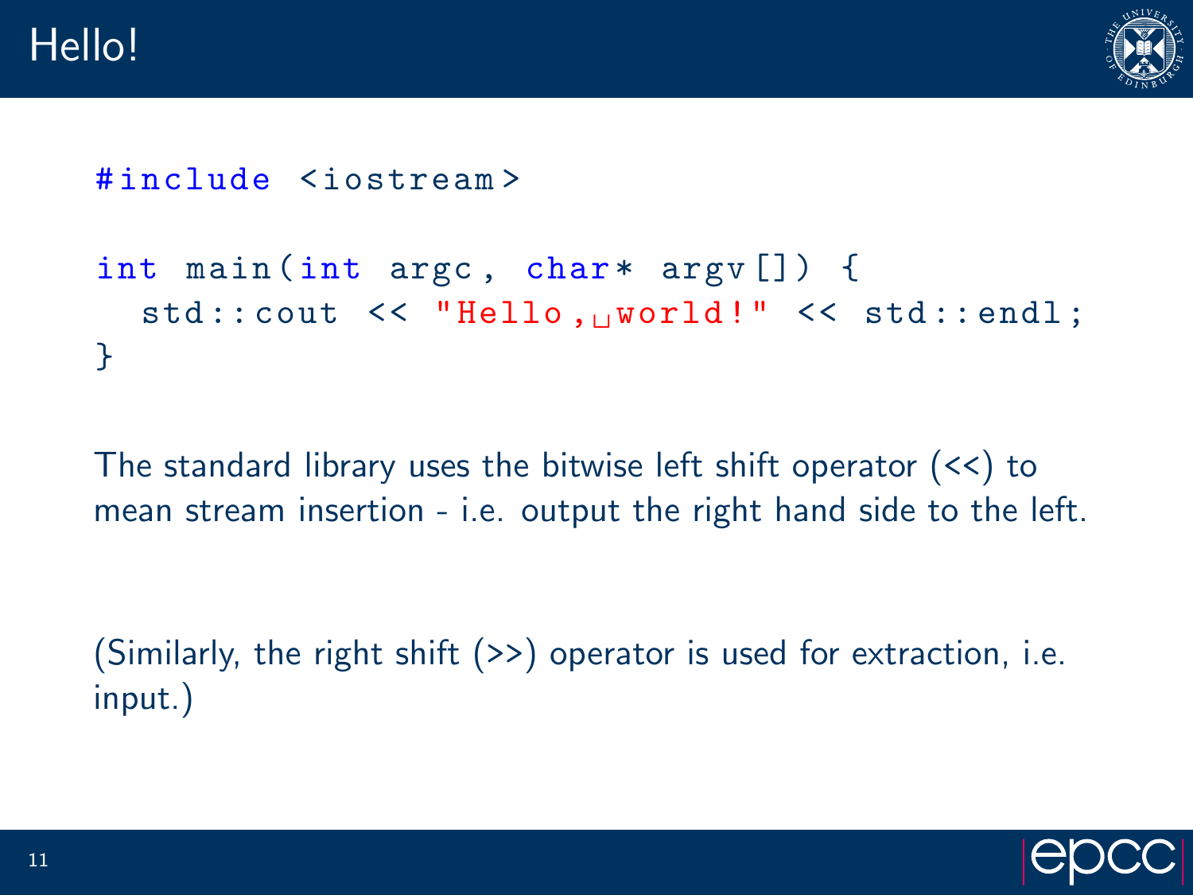# Hello!

```cpp
#include <iostream>

int main(int argc, char* argv[]) {
  std::cout << "Hello, world!" << std::endl;
}
```

The standard library uses the bitwise left shift operator (<<) to mean stream insertion - i.e. output the right hand side to the left.

(Similarly, the right shift (>>) operator is used for extraction, i.e. input.)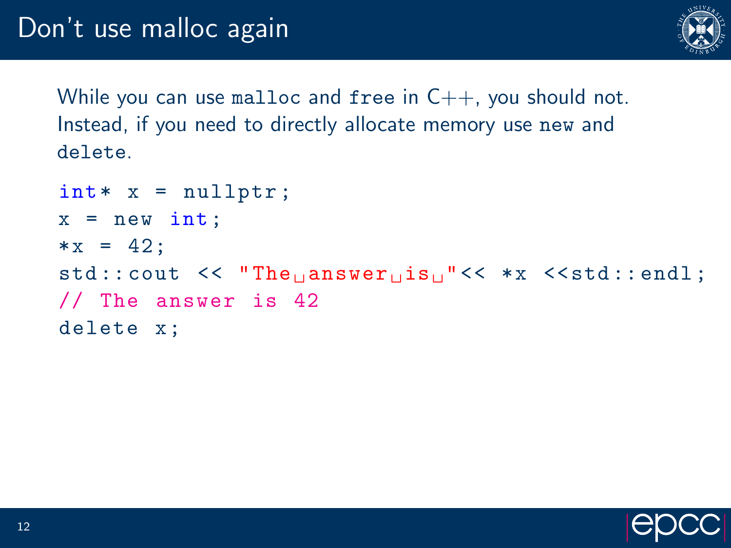# Don't use malloc again

While you can use `malloc` and `free` in C++, you should not. Instead, if you need to directly allocate memory use `new` and `delete`.

```
int* x = nullptr;
x = new int;
*x = 42;
std::cout << "The answer is "<< *x <<std::endl;
// The answer is 42
delete x;
```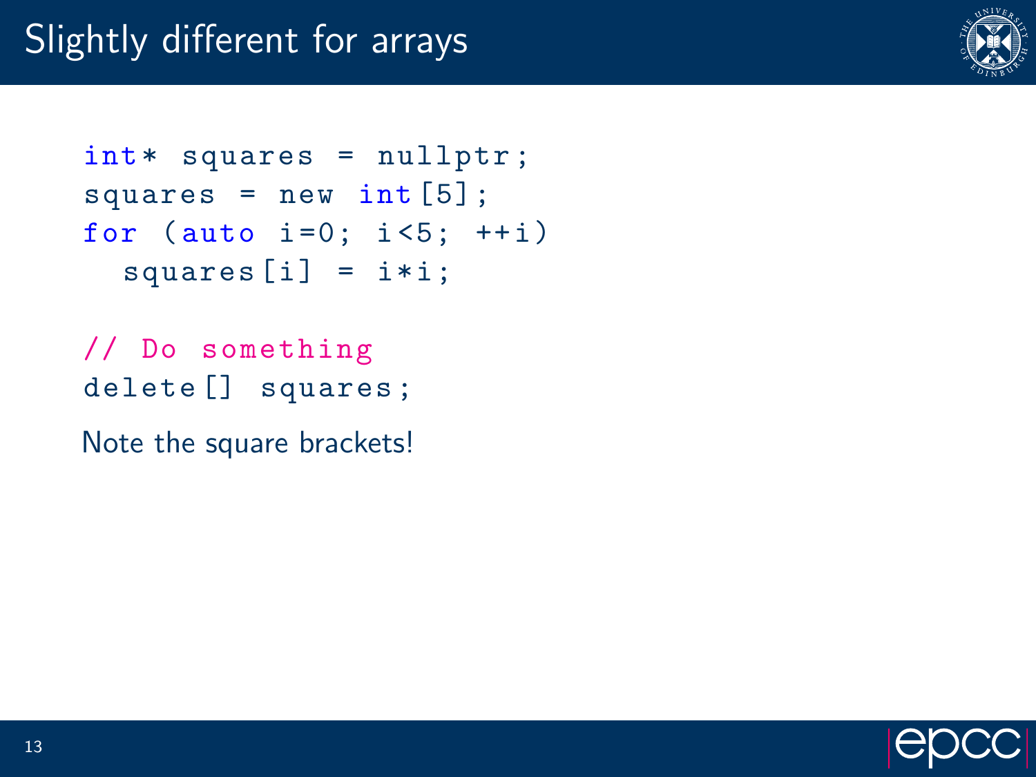# Slightly different for arrays

```
int* squares = nullptr;
squares = new int[5];
for (auto i=0; i<5; ++i)
  squares[i] = i*i;

// Do something
delete[] squares;
```

Note the square brackets!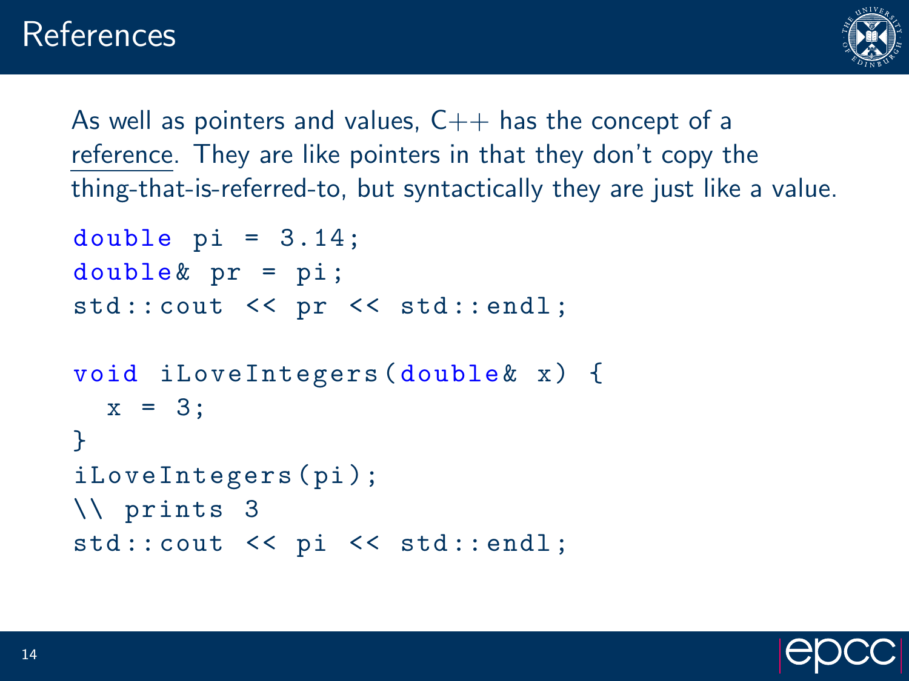# References

As well as pointers and values, C++ has the concept of a reference. They are like pointers in that they don't copy the thing-that-is-referred-to, but syntactically they are just like a value.

```
double pi = 3.14;
double& pr = pi;
std::cout << pr << std::endl;

void iLoveIntegers(double& x) {
  x = 3;
}
iLoveIntegers(pi);
\\ prints 3
std::cout << pi << std::endl;
```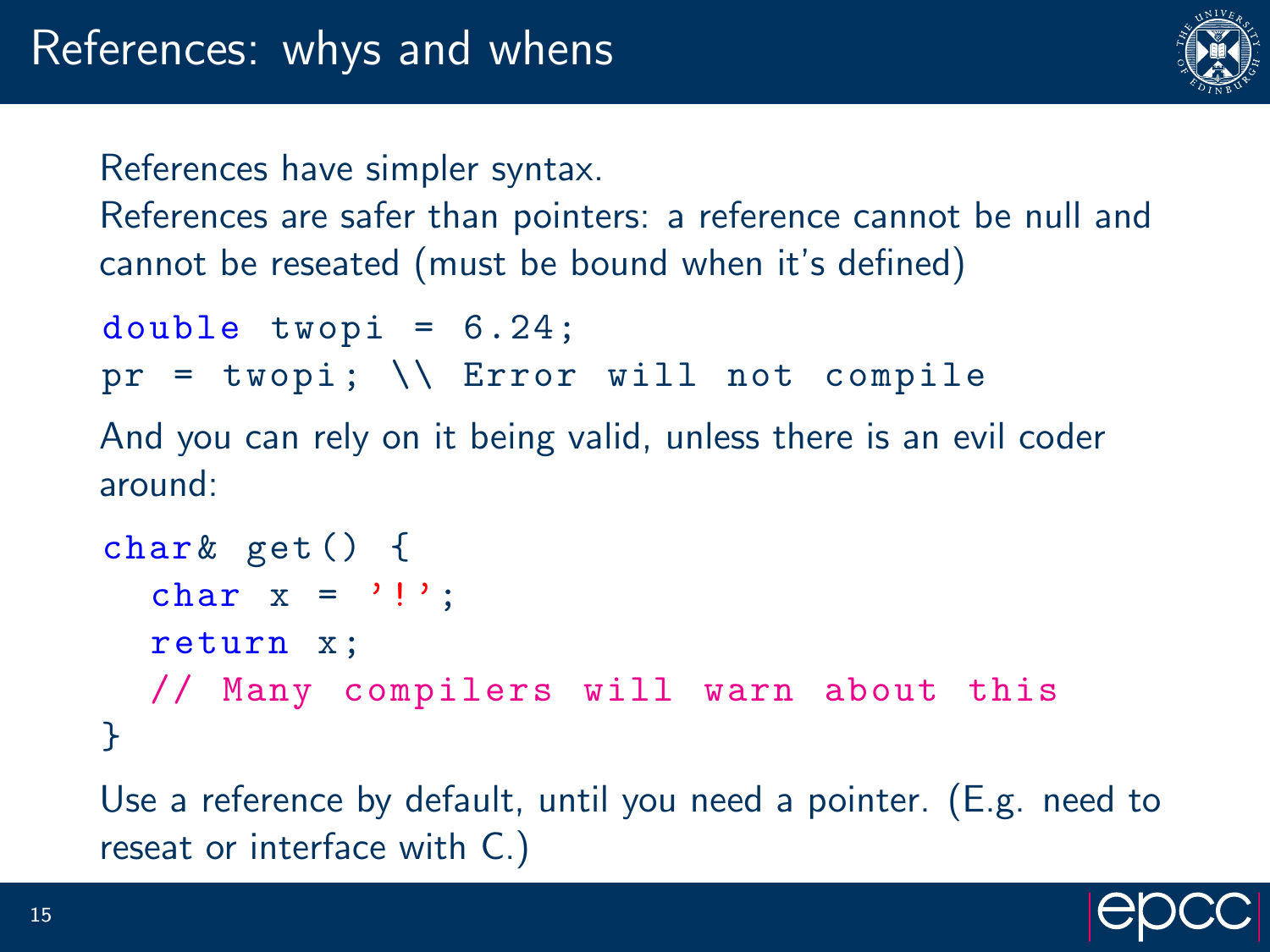# References: whys and whens

References have simpler syntax.

References are safer than pointers: a reference cannot be null and cannot be reseated (must be bound when it's defined)

```
double twopi = 6.24;
pr = twopi; \\ Error will not compile
```

And you can rely on it being valid, unless there is an evil coder around:

```
char& get() {
  char x = '!';
  return x;
  // Many compilers will warn about this
}
```

Use a reference by default, until you need a pointer. (E.g. need to reseat or interface with C.)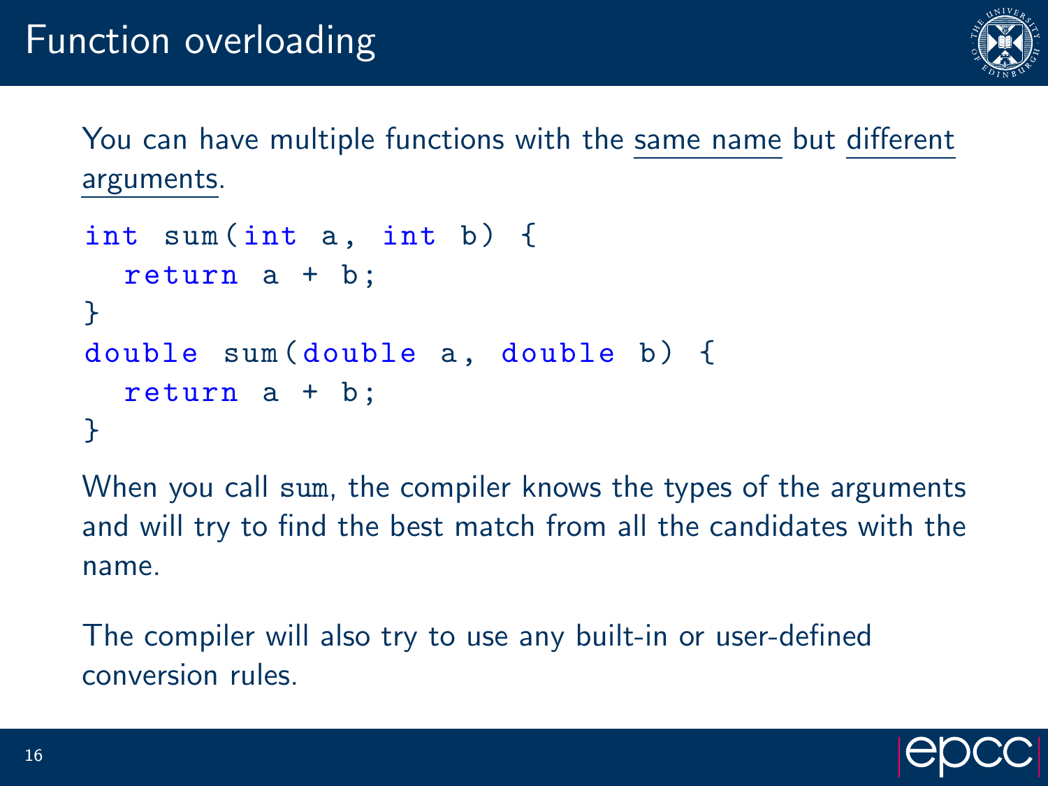# Function overloading

You can have multiple functions with the same name but different arguments.

```
int sum(int a, int b) {
  return a + b;
}
double sum(double a, double b) {
  return a + b;
}
```

When you call `sum`, the compiler knows the types of the arguments and will try to find the best match from all the candidates with the name.

The compiler will also try to use any built-in or user-defined conversion rules.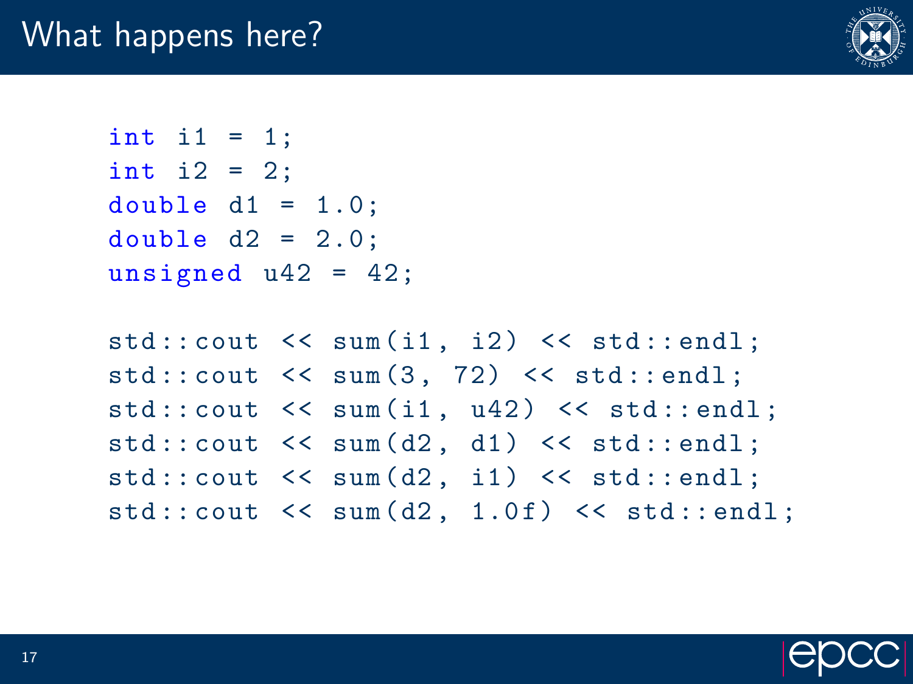# What happens here?

```
int i1 = 1;
int i2 = 2;
double d1 = 1.0;
double d2 = 2.0;
unsigned u42 = 42;

std::cout << sum(i1, i2) << std::endl;
std::cout << sum(3, 72) << std::endl;
std::cout << sum(i1, u42) << std::endl;
std::cout << sum(d2, d1) << std::endl;
std::cout << sum(d2, i1) << std::endl;
std::cout << sum(d2, 1.0f) << std::endl;
```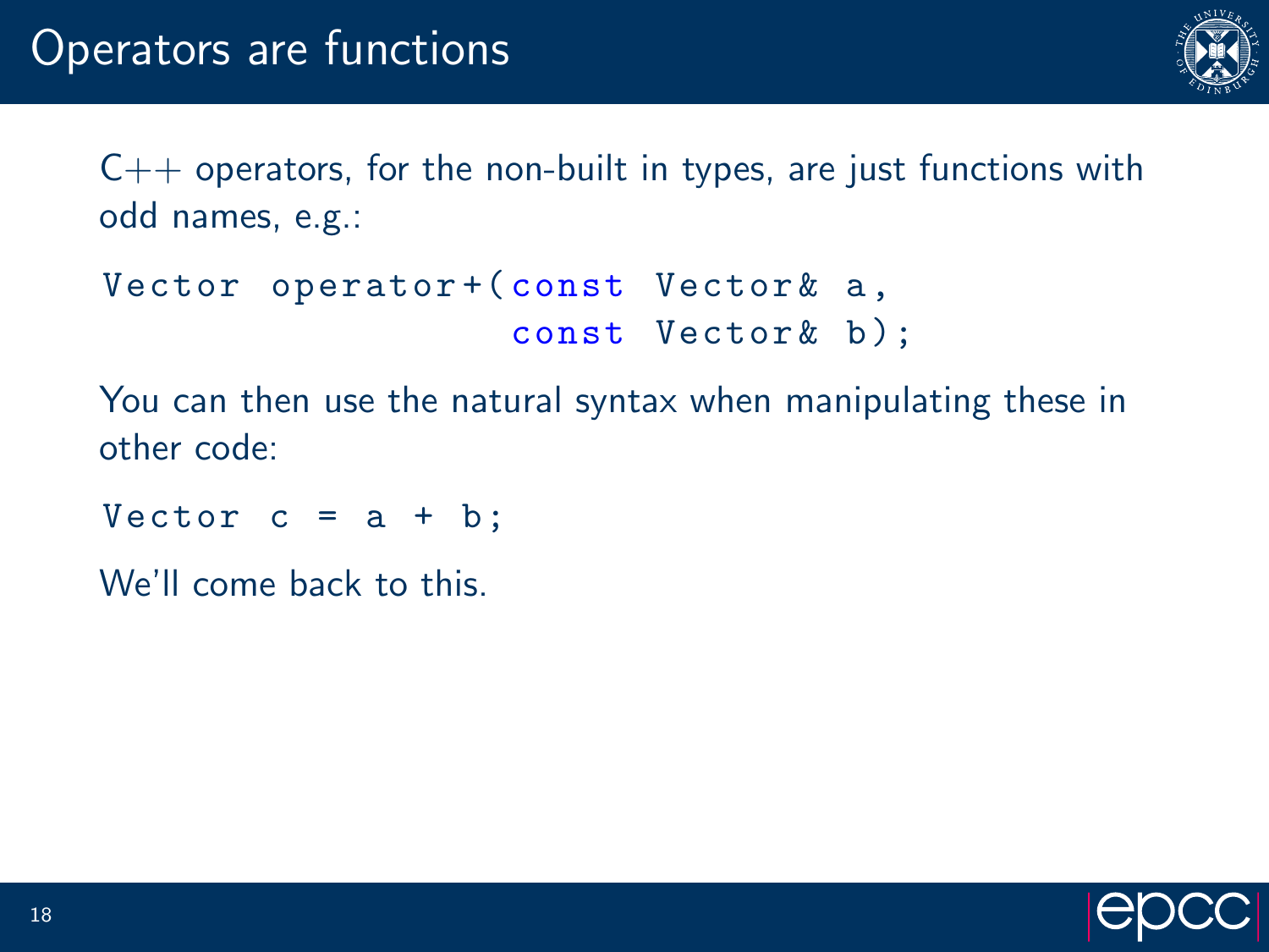# Operators are functions

C++ operators, for the non-built in types, are just functions with odd names, e.g.:

```
Vector operator+(const Vector& a,
                 const Vector& b);
```

You can then use the natural syntax when manipulating these in other code:

```
Vector c = a + b;
```

We'll come back to this.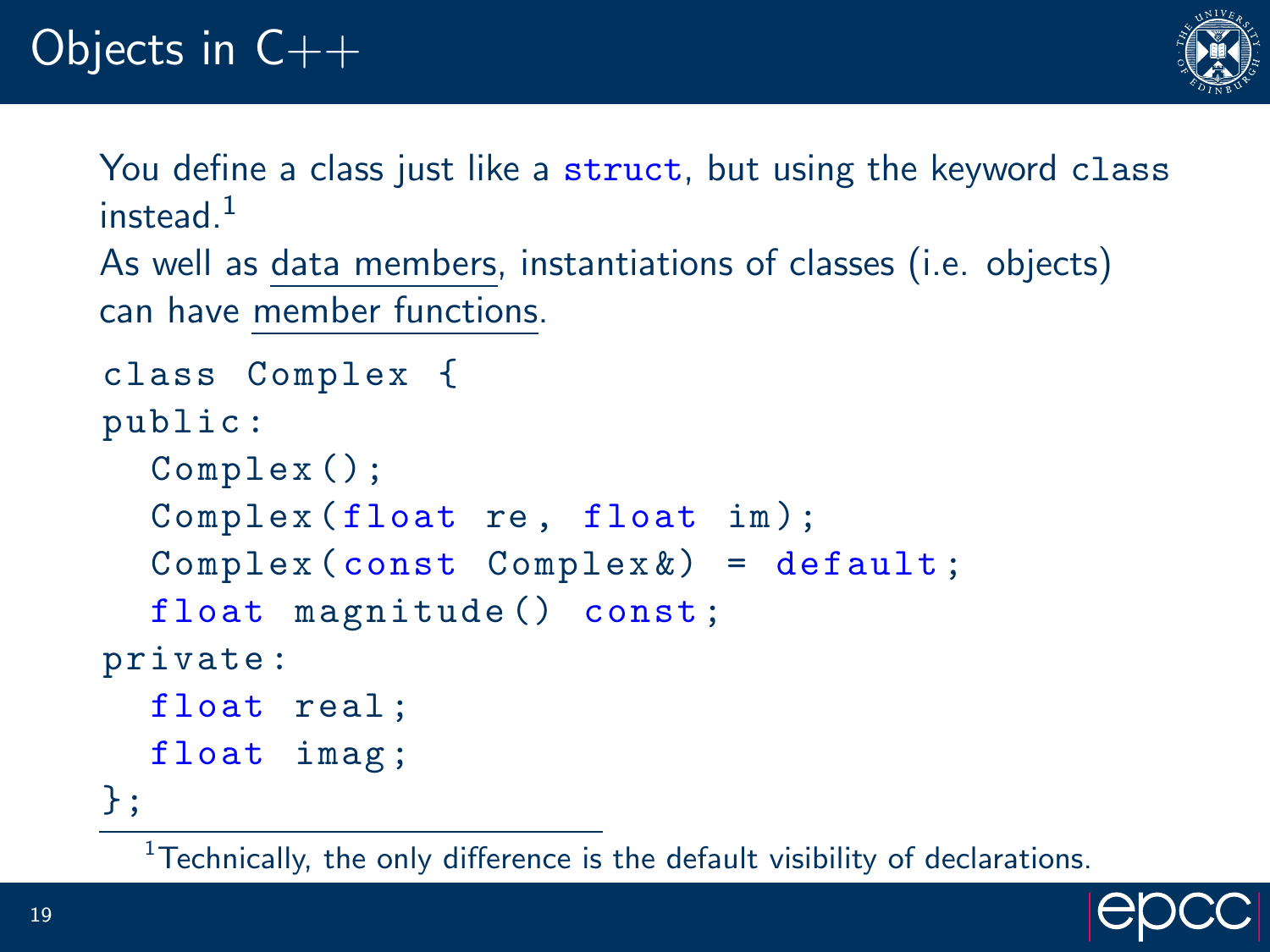# Objects in C++

You define a class just like a `struct`, but using the keyword `class` instead.[1]

As well as data members, instantiations of classes (i.e. objects) can have member functions.

```
class Complex {
public:
  Complex();
  Complex(float re, float im);
  Complex(const Complex&) = default;
  float magnitude() const;
private:
  float real;
  float imag;
};
```

[1] Technically, the only difference is the default visibility of declarations.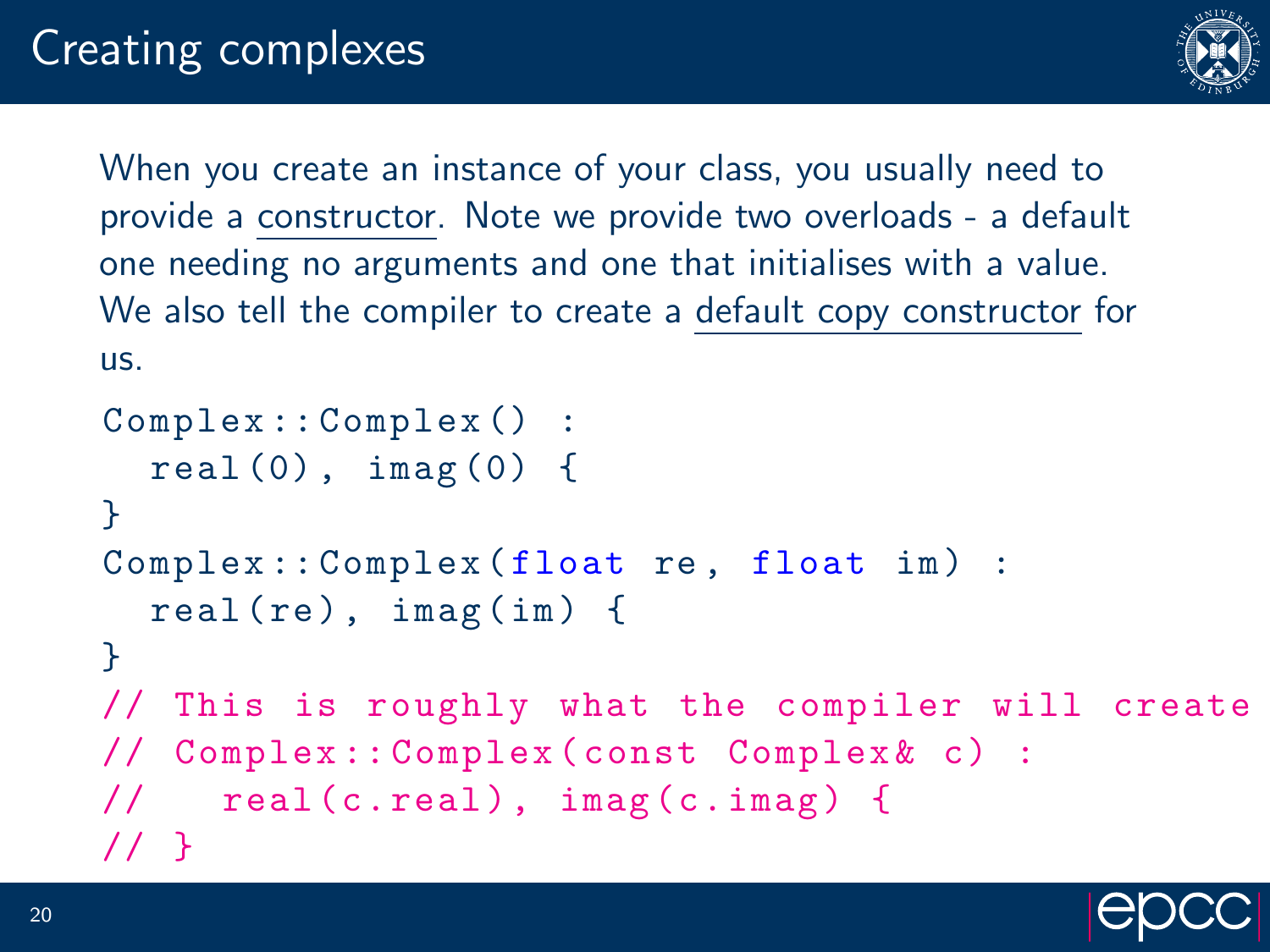# Creating complexes

When you create an instance of your class, you usually need to provide a constructor. Note we provide two overloads - a default one needing no arguments and one that initialises with a value. We also tell the compiler to create a default copy constructor for us.

```
Complex::Complex() :
  real(0), imag(0) {
}
Complex::Complex(float re, float im) :
  real(re), imag(im) {
}
// This is roughly what the compiler will create
// Complex::Complex(const Complex& c) :
//   real(c.real), imag(c.imag) {
// }
```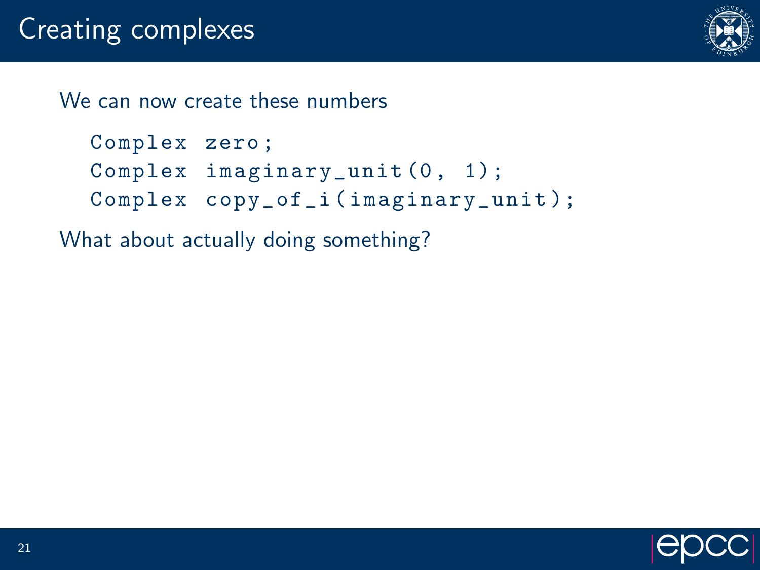# Creating complexes

We can now create these numbers

```
Complex zero;
Complex imaginary_unit(0, 1);
Complex copy_of_i(imaginary_unit);
```

What about actually doing something?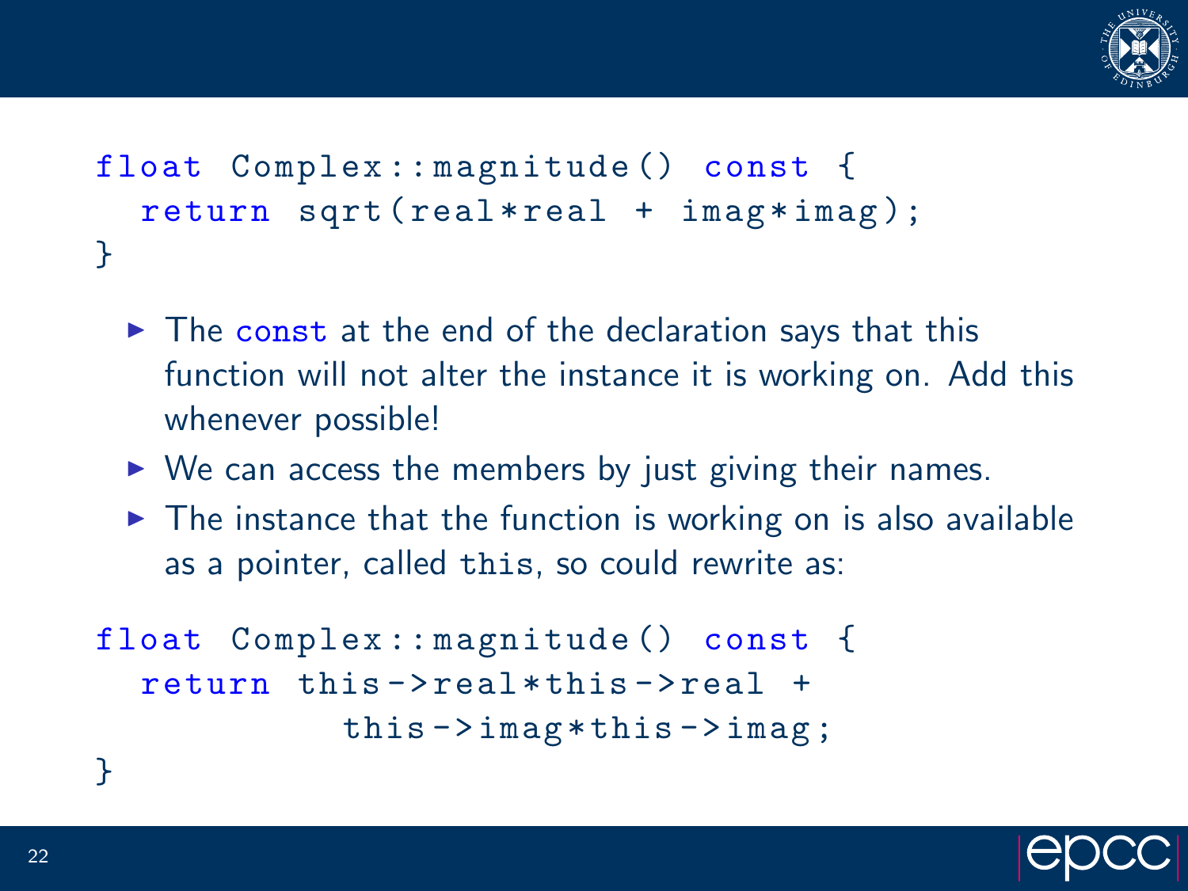```
float Complex::magnitude() const {
  return sqrt(real*real + imag*imag);
}
```

- The `const` at the end of the declaration says that this function will not alter the instance it is working on. Add this whenever possible!
- We can access the members by just giving their names.
- The instance that the function is working on is also available as a pointer, called `this`, so could rewrite as:

```
float Complex::magnitude() const {
  return this->real*this->real +
         this->imag*this->imag;
}
```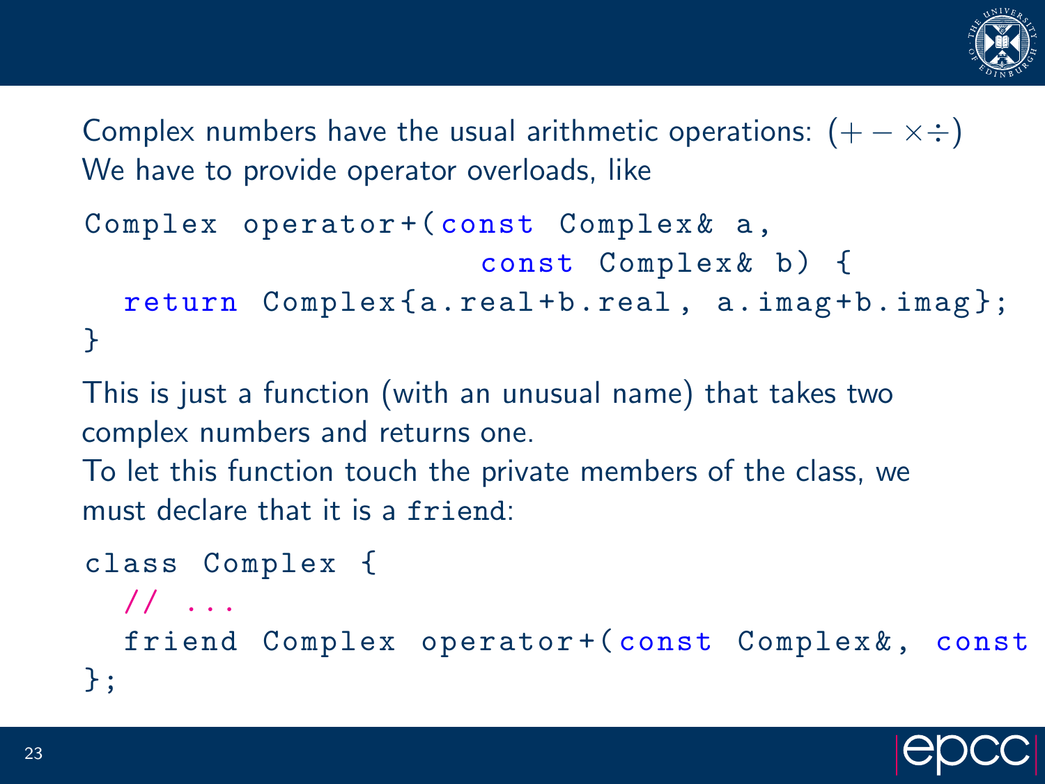Complex numbers have the usual arithmetic operations: $(+ - \times \div)$
We have to provide operator overloads, like

```
Complex operator+(const Complex& a,
                  const Complex& b) {
  return Complex{a.real+b.real, a.imag+b.imag};
}
```

This is just a function (with an unusual name) that takes two complex numbers and returns one.
To let this function touch the private members of the class, we must declare that it is a `friend`:

```
class Complex {
  // ...
  friend Complex operator+(const Complex&, const
};
```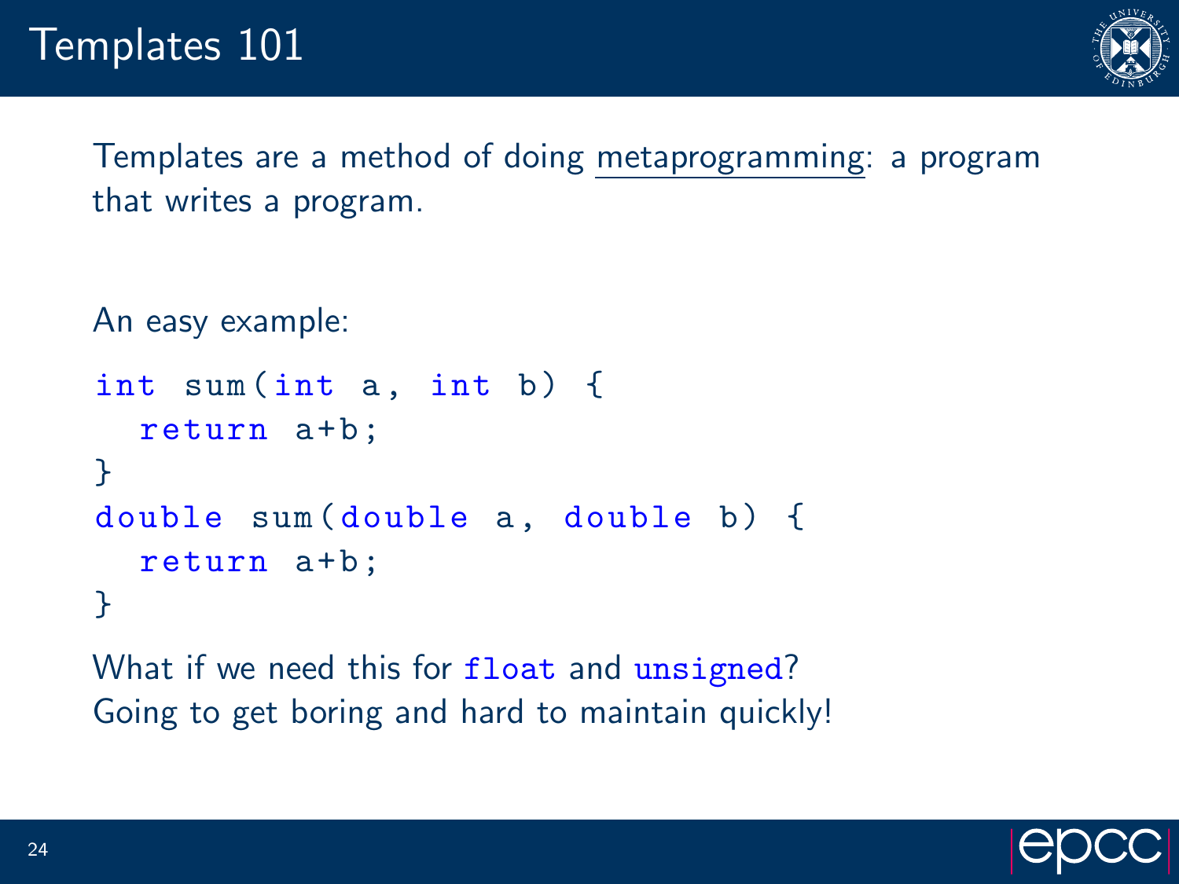# Templates 101

Templates are a method of doing metaprogramming: a program that writes a program.

An easy example:

```
int sum(int a, int b) {
  return a+b;
}
double sum(double a, double b) {
  return a+b;
}
```

What if we need this for `float` and `unsigned`?
Going to get boring and hard to maintain quickly!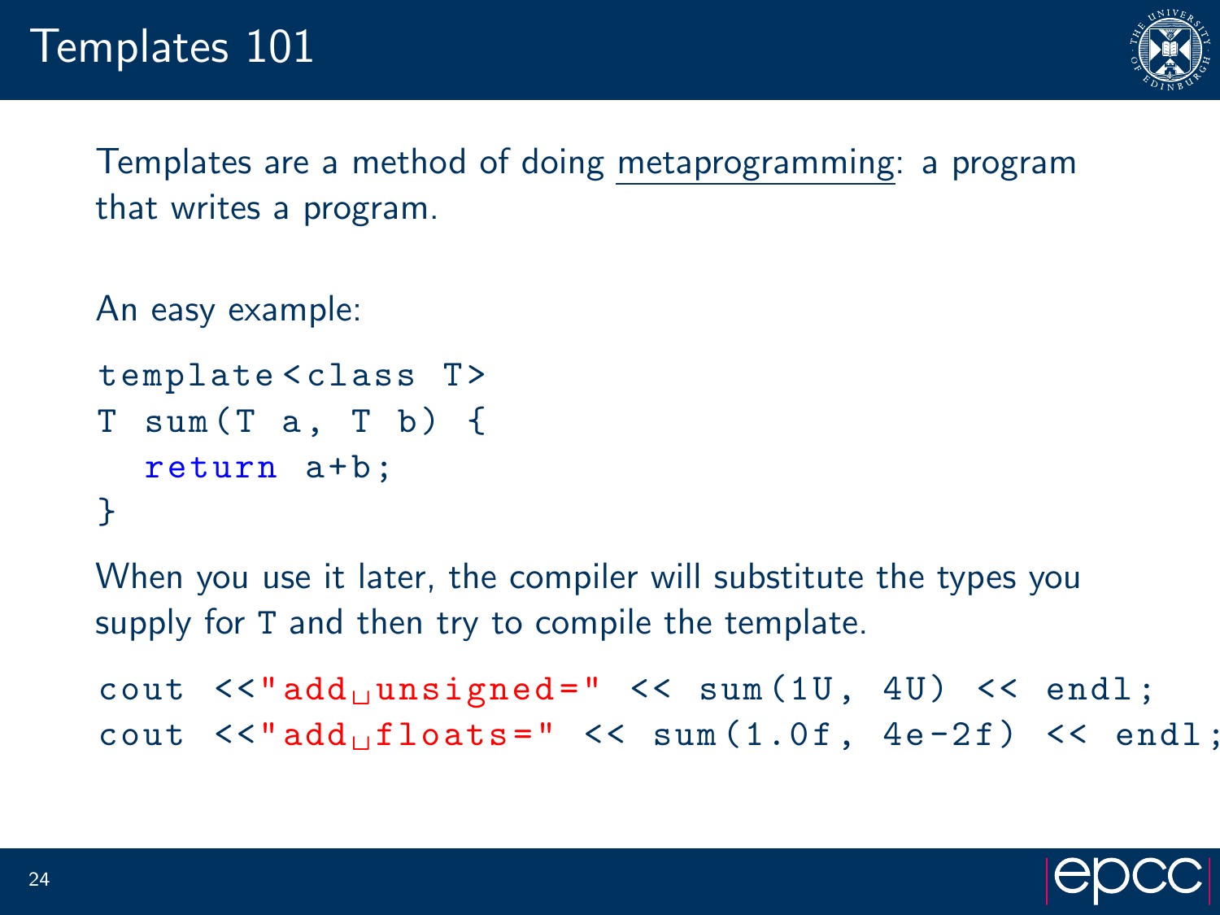# Templates 101

Templates are a method of doing metaprogramming: a program that writes a program.

An easy example:

```
template<class T>
T sum(T a, T b) {
  return a+b;
}
```

When you use it later, the compiler will substitute the types you supply for T and then try to compile the template.

```
cout <<"add unsigned=" << sum(1U, 4U) << endl;
cout <<"add floats=" << sum(1.0f, 4e-2f) << endl;
```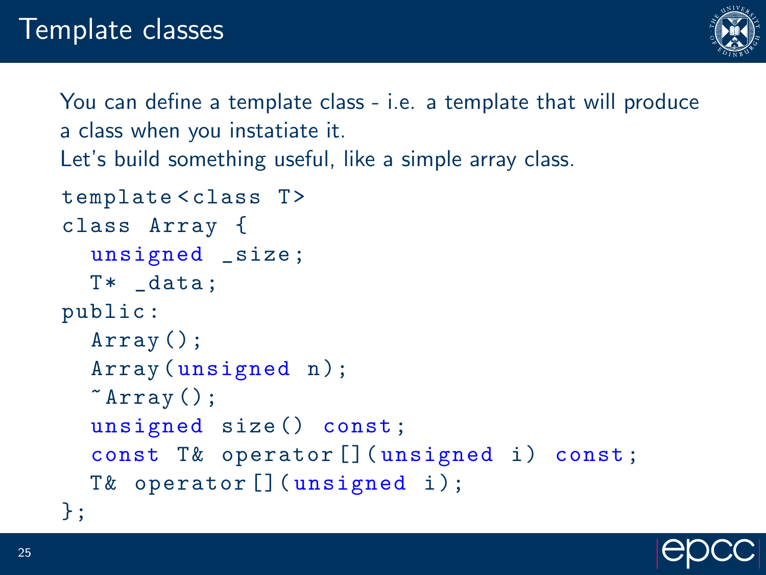# Template classes

You can define a template class - i.e. a template that will produce a class when you instatiate it.
Let's build something useful, like a simple array class.

```
template<class T>
class Array {
  unsigned _size;
  T* _data;
public:
  Array();
  Array(unsigned n);
  ~Array();
  unsigned size() const;
  const T& operator[](unsigned i) const;
  T& operator[](unsigned i);
};
```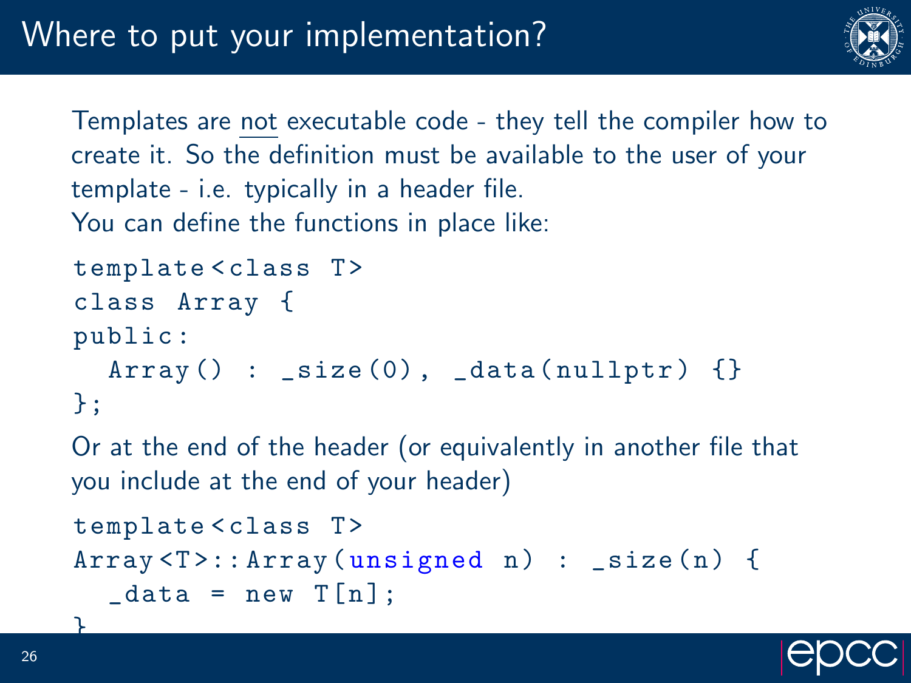# Where to put your implementation?

Templates are <u>not</u> executable code - they tell the compiler how to create it. So the definition must be available to the user of your template - i.e. typically in a header file.

You can define the functions in place like:

```
template<class T>
class Array {
public:
  Array() : _size(0), _data(nullptr) {}
};
```

Or at the end of the header (or equivalently in another file that you include at the end of your header)

```
template<class T>
Array<T>::Array(unsigned n) : _size(n) {
  _data = new T[n];
}
```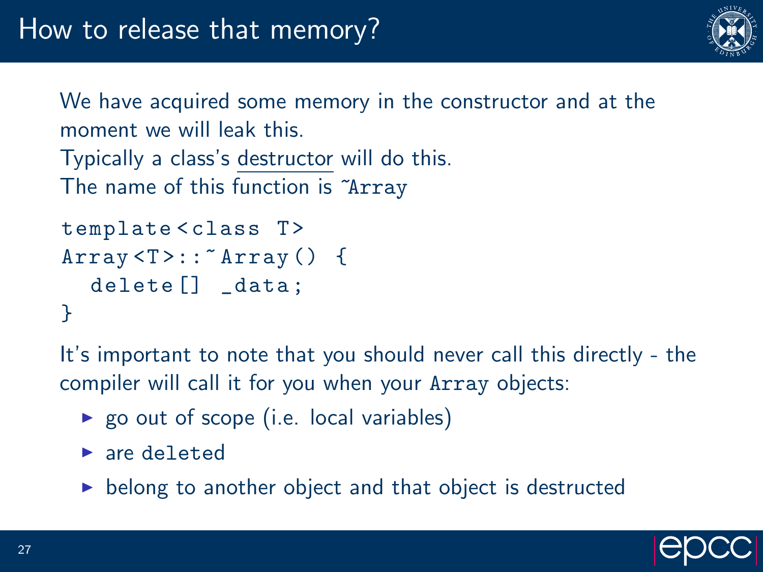# How to release that memory?

We have acquired some memory in the constructor and at the moment we will leak this.
Typically a class's destructor will do this.
The name of this function is `~Array`

```
template<class T>
Array<T>::~Array() {
  delete[] _data;
}
```

It's important to note that you should never call this directly - the compiler will call it for you when your `Array` objects:

- go out of scope (i.e. local variables)
- are `deleted`
- belong to another object and that object is destructed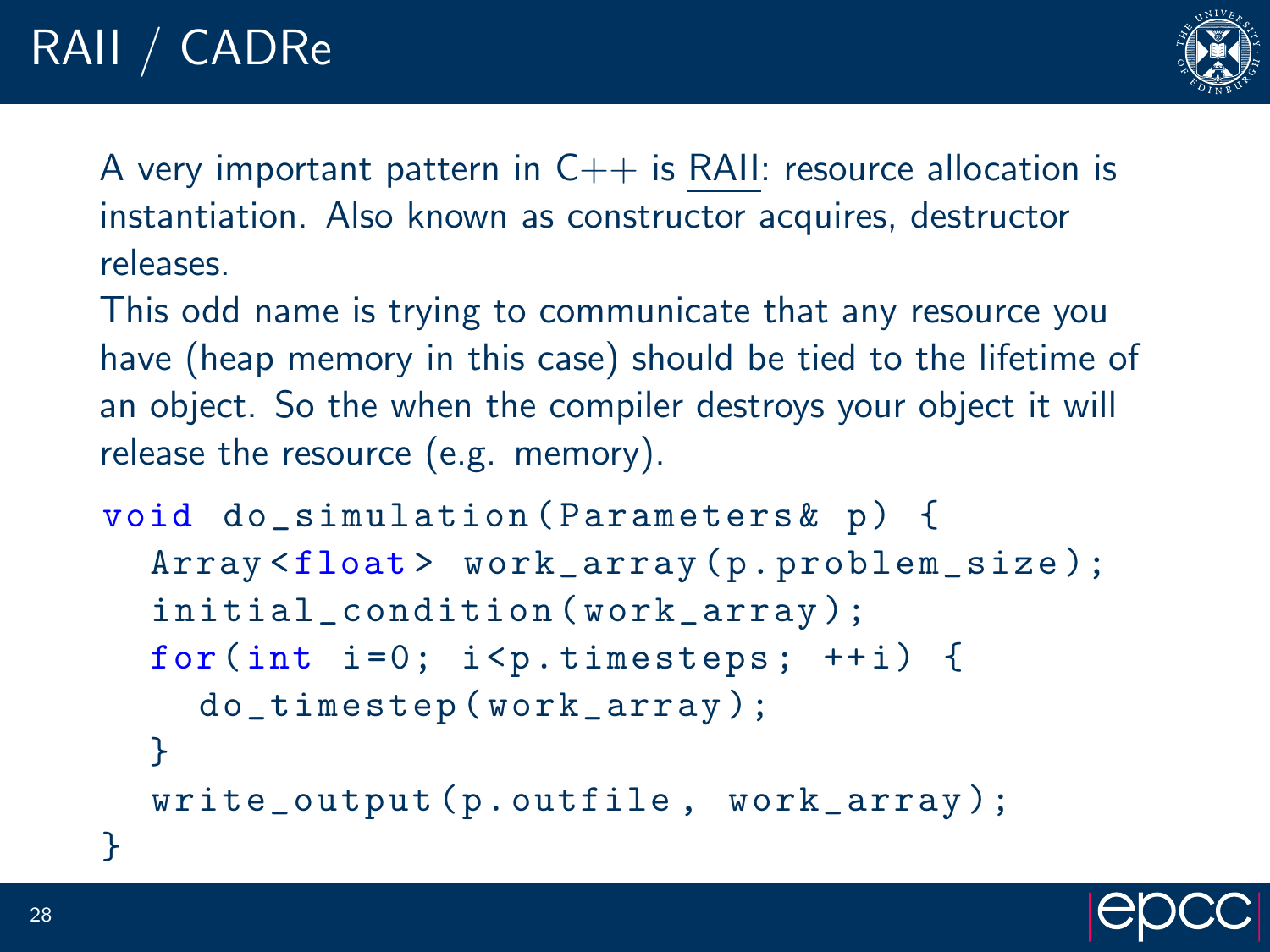# RAII / CADRe

A very important pattern in C++ is RAII: resource allocation is instantiation. Also known as constructor acquires, destructor releases.

This odd name is trying to communicate that any resource you have (heap memory in this case) should be tied to the lifetime of an object. So the when the compiler destroys your object it will release the resource (e.g. memory).

```
void do_simulation(Parameters& p) {
  Array<float> work_array(p.problem_size);
  initial_condition(work_array);
  for(int i=0; i<p.timesteps; ++i) {
    do_timestep(work_array);
  }
  write_output(p.outfile, work_array);
}
```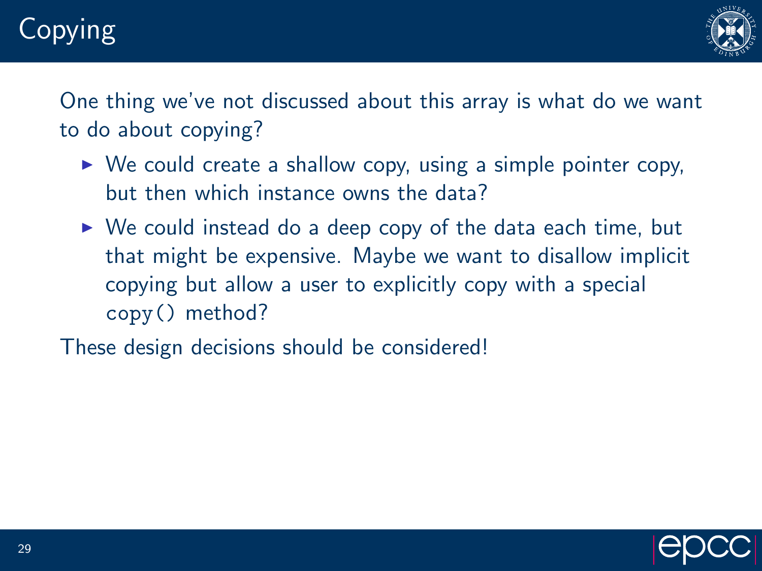# Copying

One thing we've not discussed about this array is what do we want to do about copying?

- We could create a shallow copy, using a simple pointer copy, but then which instance owns the data?
- We could instead do a deep copy of the data each time, but that might be expensive. Maybe we want to disallow implicit copying but allow a user to explicitly copy with a special `copy()` method?

These design decisions should be considered!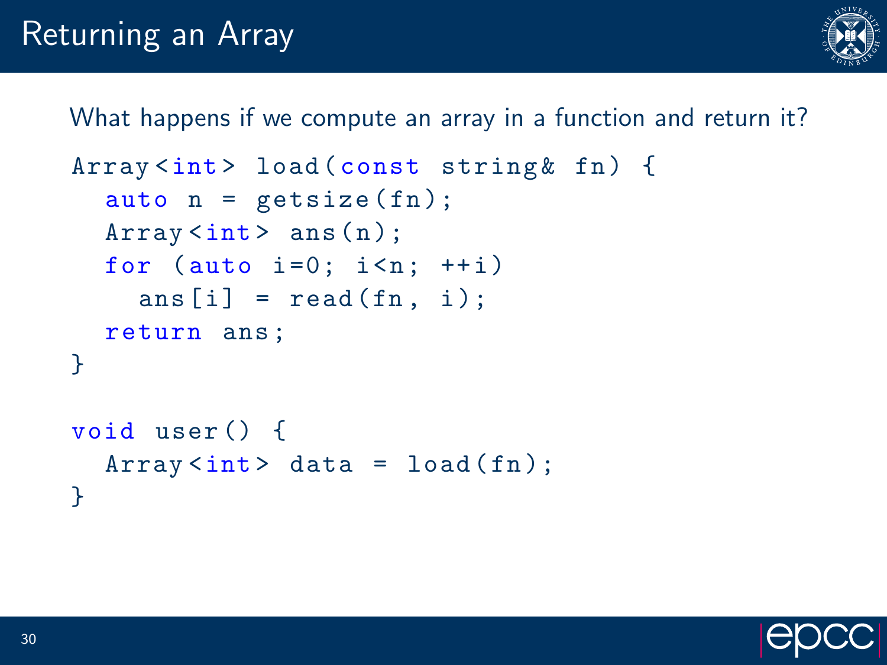# Returning an Array

What happens if we compute an array in a function and return it?

```
Array<int> load(const string& fn) {
  auto n = getsize(fn);
  Array<int> ans(n);
  for (auto i=0; i<n; ++i)
    ans[i] = read(fn, i);
  return ans;
}

void user() {
  Array<int> data = load(fn);
}
```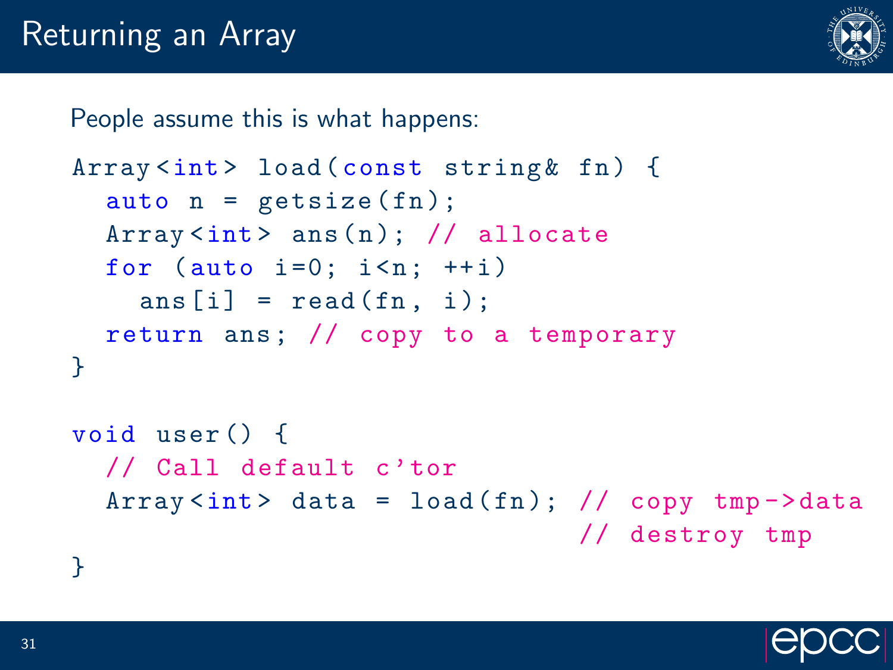# Returning an Array

People assume this is what happens:

```
Array<int> load(const string& fn) {
  auto n = getsize(fn);
  Array<int> ans(n); // allocate
  for (auto i=0; i<n; ++i)
    ans[i] = read(fn, i);
  return ans; // copy to a temporary
}

void user() {
  // Call default c'tor
  Array<int> data = load(fn); // copy tmp->data
                              // destroy tmp
}
```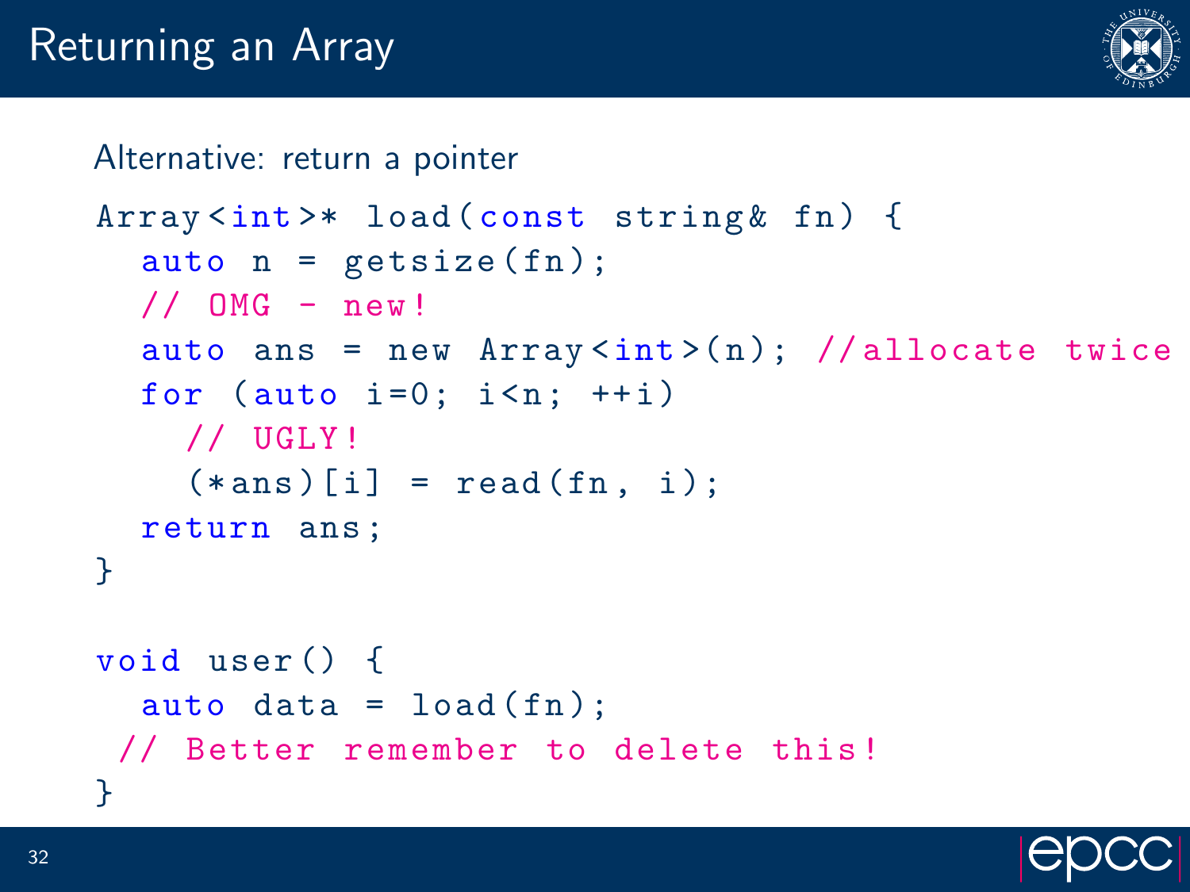# Returning an Array

Alternative: return a pointer

```
Array<int>* load(const string& fn) {
  auto n = getsize(fn);
  // OMG - new!
  auto ans = new Array<int>(n); //allocate twice
  for (auto i=0; i<n; ++i)
    // UGLY!
    (*ans)[i] = read(fn, i);
  return ans;
}

void user() {
  auto data = load(fn);
 // Better remember to delete this!
}
```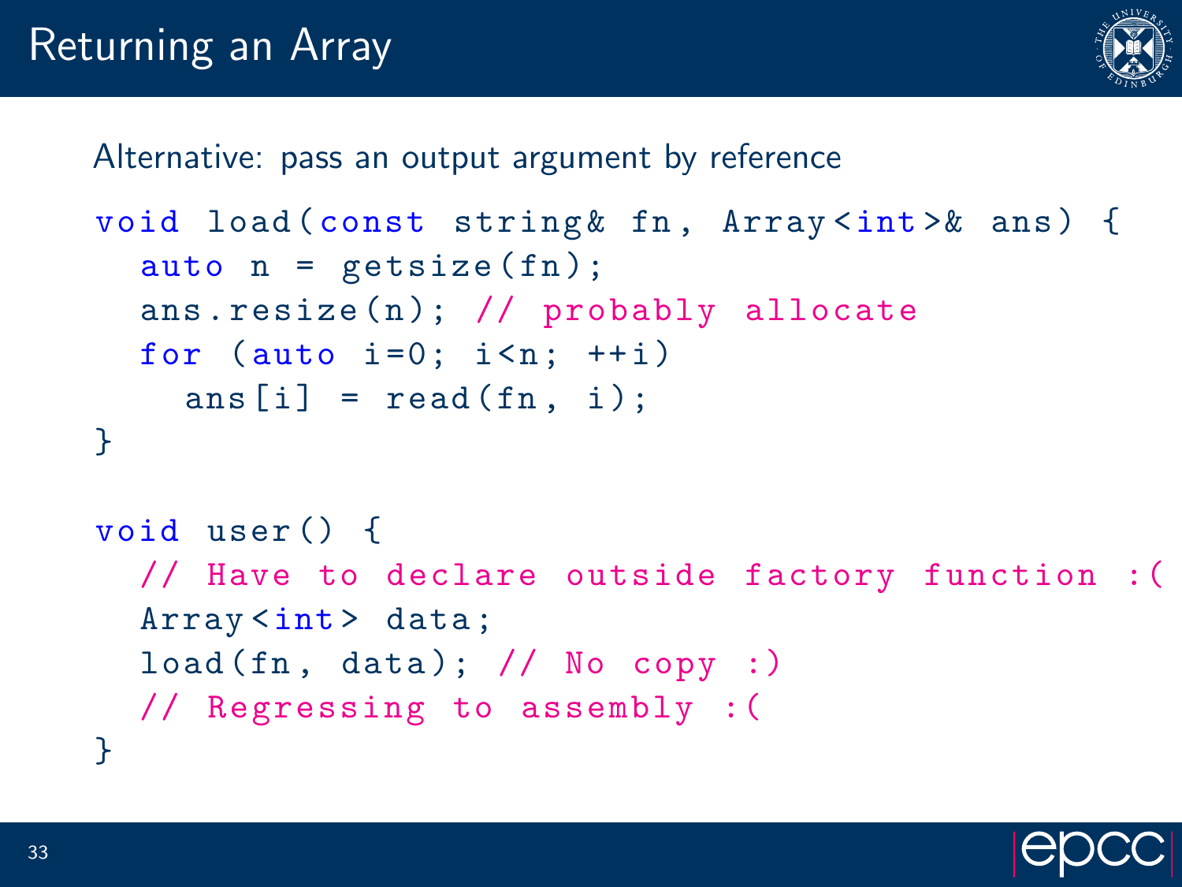# Returning an Array

Alternative: pass an output argument by reference

```
void load(const string& fn, Array<int>& ans) {
  auto n = getsize(fn);
  ans.resize(n); // probably allocate
  for (auto i=0; i<n; ++i)
    ans[i] = read(fn, i);
}

void user() {
  // Have to declare outside factory function :(
  Array<int> data;
  load(fn, data); // No copy :)
  // Regressing to assembly :(
}
```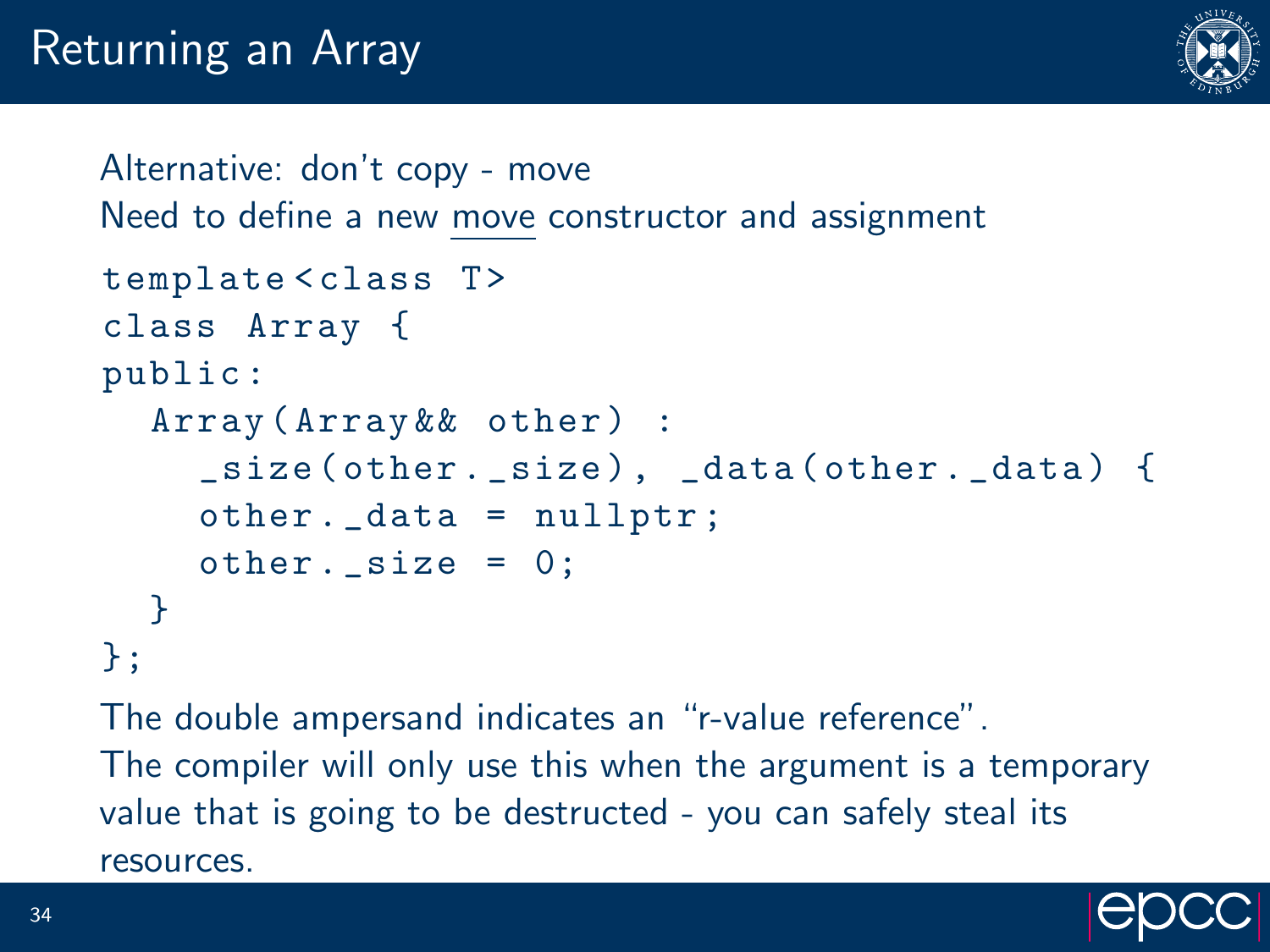# Returning an Array

Alternative: don't copy - move

Need to define a new move constructor and assignment

```
template<class T>
class Array {
public:
  Array(Array&& other) :
    _size(other._size), _data(other._data) {
    other._data = nullptr;
    other._size = 0;
  }
};
```

The double ampersand indicates an "r-value reference".

The compiler will only use this when the argument is a temporary value that is going to be destructed - you can safely steal its resources.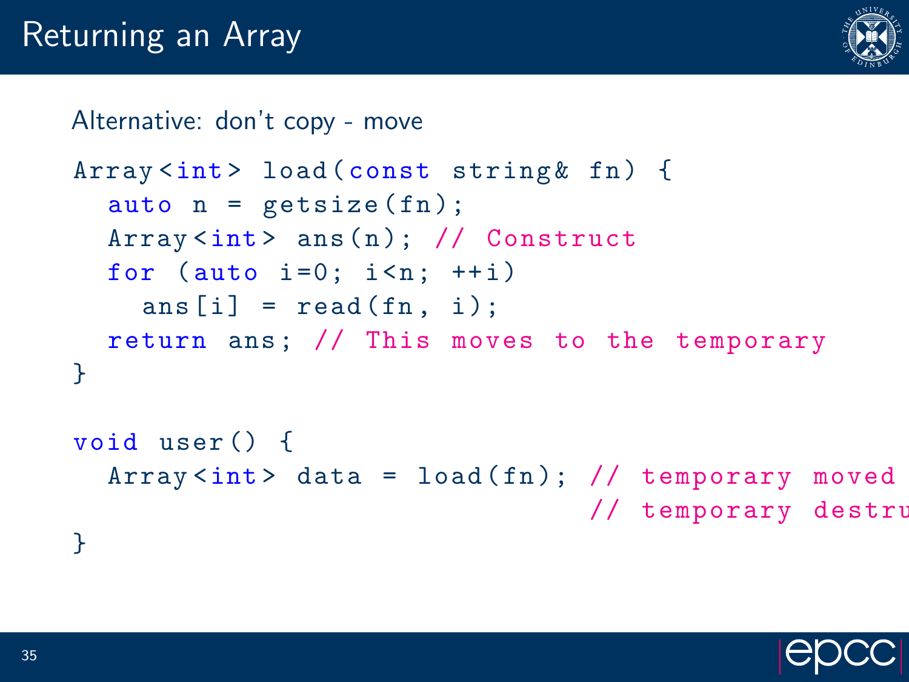# Returning an Array

Alternative: don't copy - move

```
Array<int> load(const string& fn) {
  auto n = getsize(fn);
  Array<int> ans(n); // Construct
  for (auto i=0; i<n; ++i)
    ans[i] = read(fn, i);
  return ans; // This moves to the temporary
}

void user() {
  Array<int> data = load(fn); // temporary moved
                              // temporary destru
}
```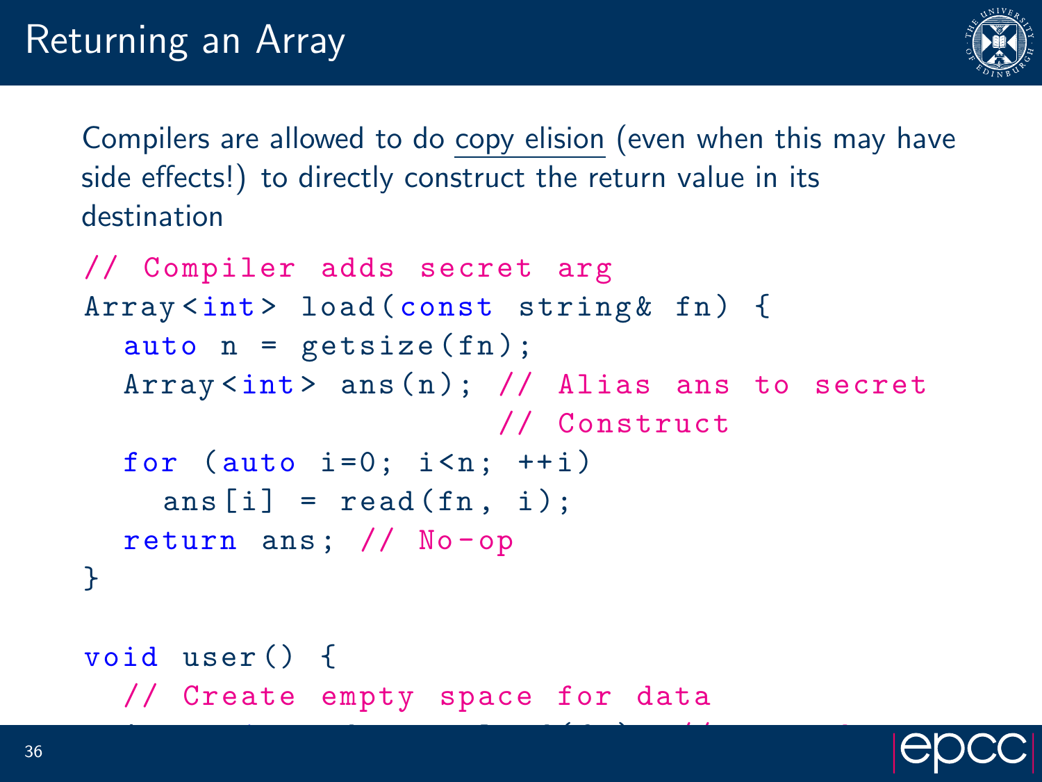# Returning an Array

Compilers are allowed to do copy elision (even when this may have side effects!) to directly construct the return value in its destination

```
// Compiler adds secret arg
Array<int> load(const string& fn) {
  auto n = getsize(fn);
  Array<int> ans(n); // Alias ans to secret
                     // Construct
  for (auto i=0; i<n; ++i)
    ans[i] = read(fn, i);
  return ans; // No-op
}

void user() {
  // Create empty space for data
```